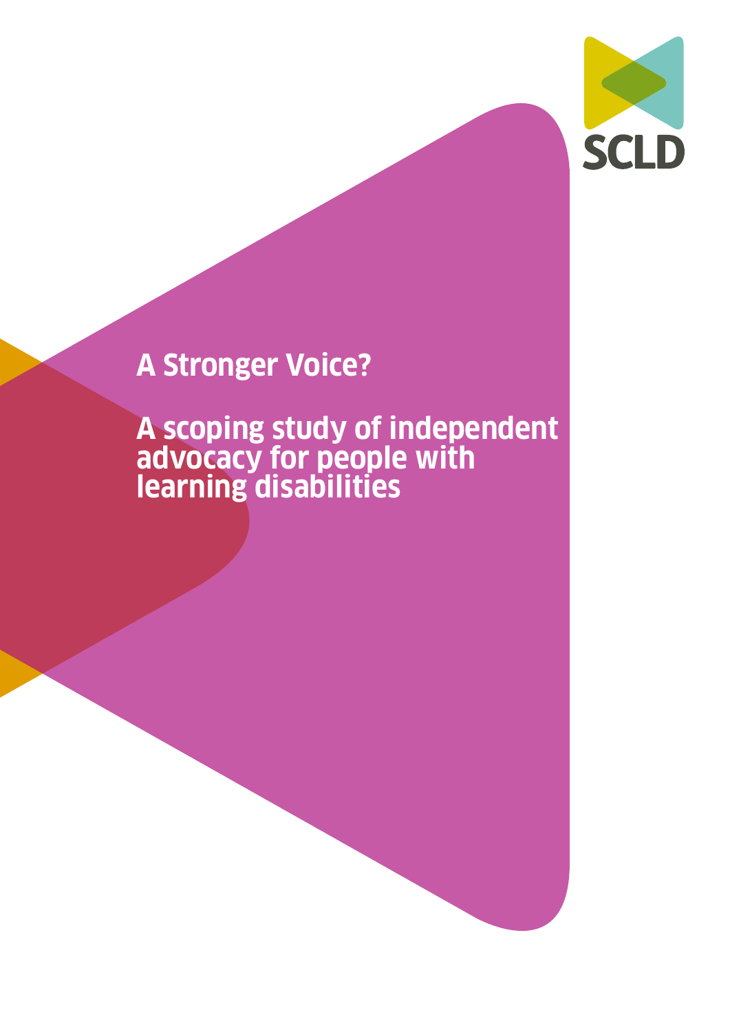SCLD

# A Stronger Voice?

## A scoping study of independent advocacy for people with learning disabilities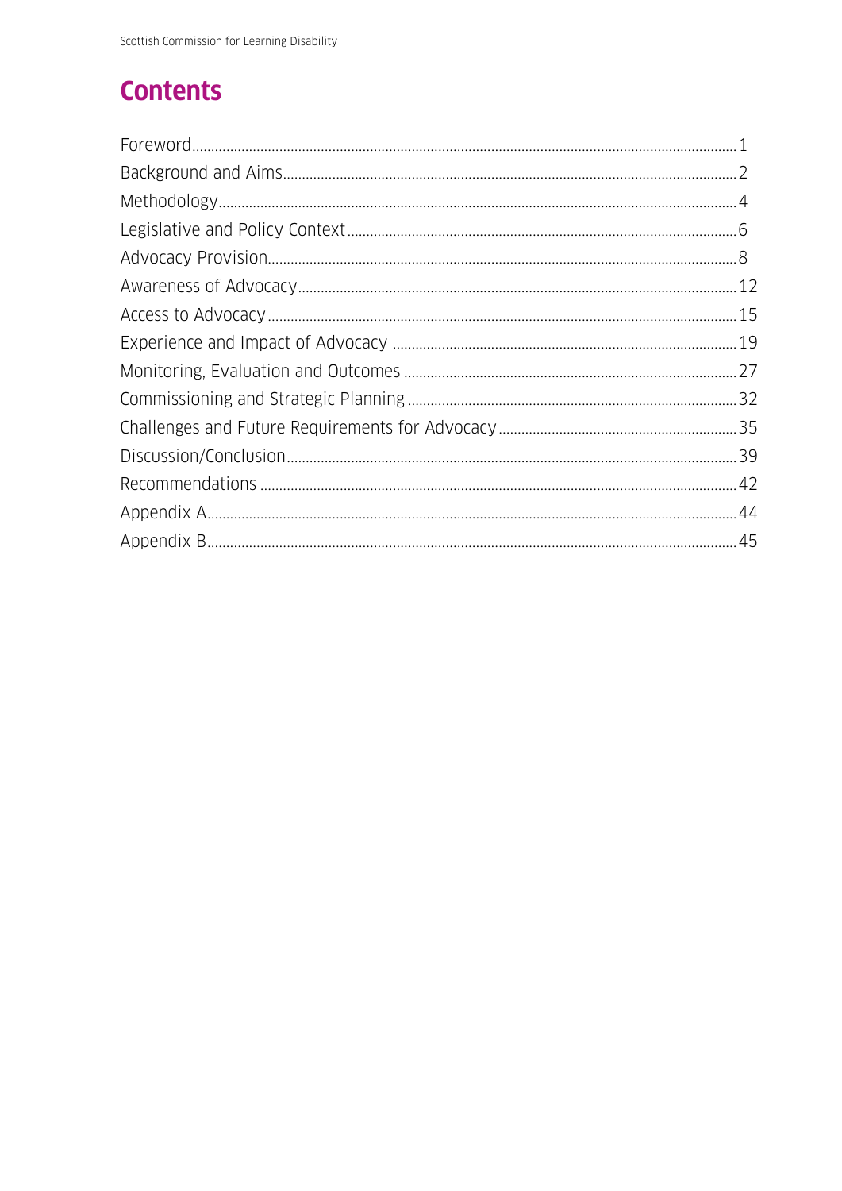# Contents

| | |
|---|---|
| Foreword | 1 |
| Background and Aims | 2 |
| Methodology | 4 |
| Legislative and Policy Context | 6 |
| Advocacy Provision | 8 |
| Awareness of Advocacy | 12 |
| Access to Advocacy | 15 |
| Experience and Impact of Advocacy | 19 |
| Monitoring, Evaluation and Outcomes | 27 |
| Commissioning and Strategic Planning | 32 |
| Challenges and Future Requirements for Advocacy | 35 |
| Discussion/Conclusion | 39 |
| Recommendations | 42 |
| Appendix A | 44 |
| Appendix B | 45 |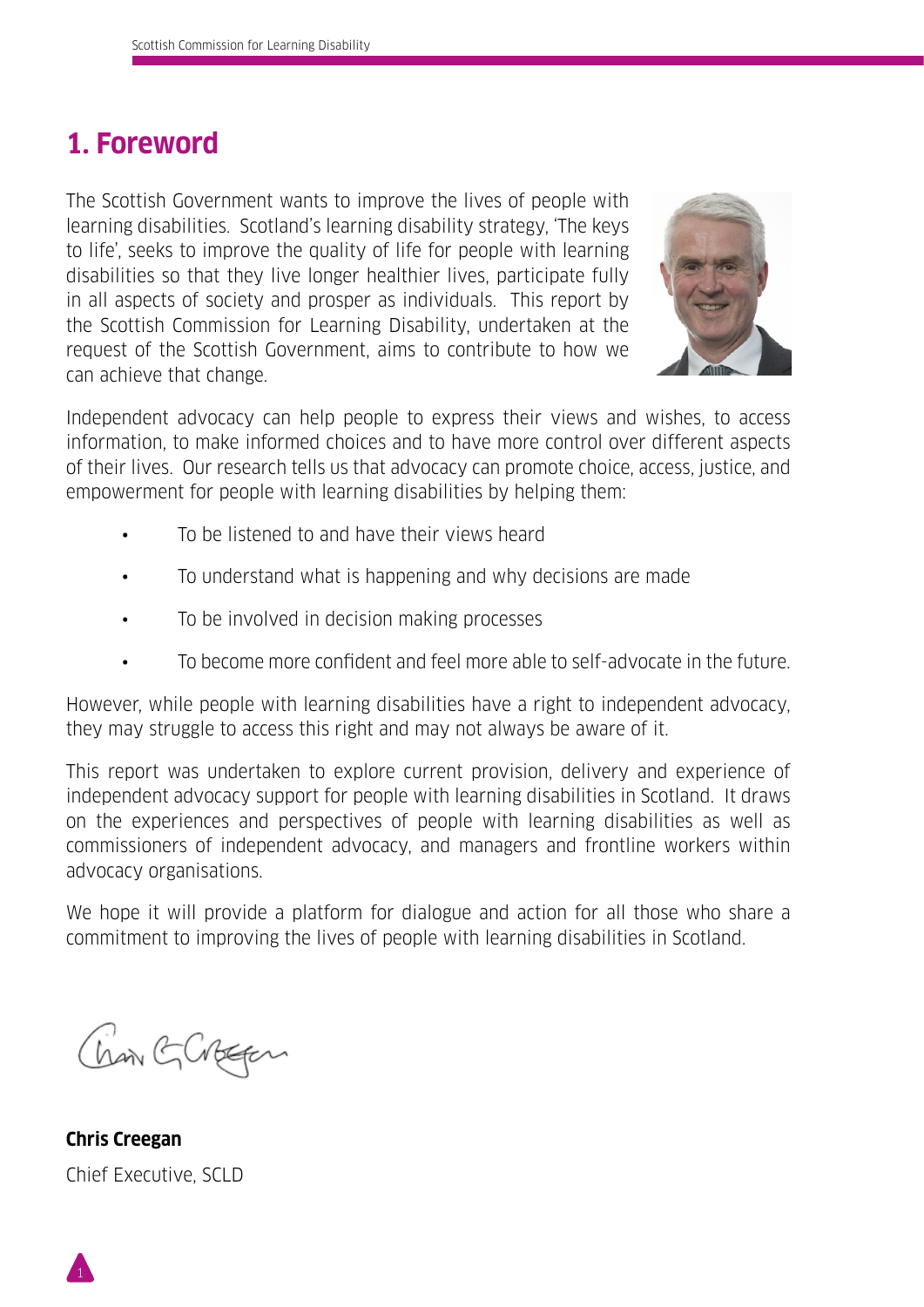# 1. Foreword

The Scottish Government wants to improve the lives of people with learning disabilities. Scotland's learning disability strategy, 'The keys to life', seeks to improve the quality of life for people with learning disabilities so that they live longer healthier lives, participate fully in all aspects of society and prosper as individuals. This report by the Scottish Commission for Learning Disability, undertaken at the request of the Scottish Government, aims to contribute to how we can achieve that change.

Independent advocacy can help people to express their views and wishes, to access information, to make informed choices and to have more control over different aspects of their lives. Our research tells us that advocacy can promote choice, access, justice, and empowerment for people with learning disabilities by helping them:

- To be listened to and have their views heard
- To understand what is happening and why decisions are made
- To be involved in decision making processes
- To become more confident and feel more able to self-advocate in the future.

However, while people with learning disabilities have a right to independent advocacy, they may struggle to access this right and may not always be aware of it.

This report was undertaken to explore current provision, delivery and experience of independent advocacy support for people with learning disabilities in Scotland. It draws on the experiences and perspectives of people with learning disabilities as well as commissioners of independent advocacy, and managers and frontline workers within advocacy organisations.

We hope it will provide a platform for dialogue and action for all those who share a commitment to improving the lives of people with learning disabilities in Scotland.

**Chris Creegan**

Chief Executive, SCLD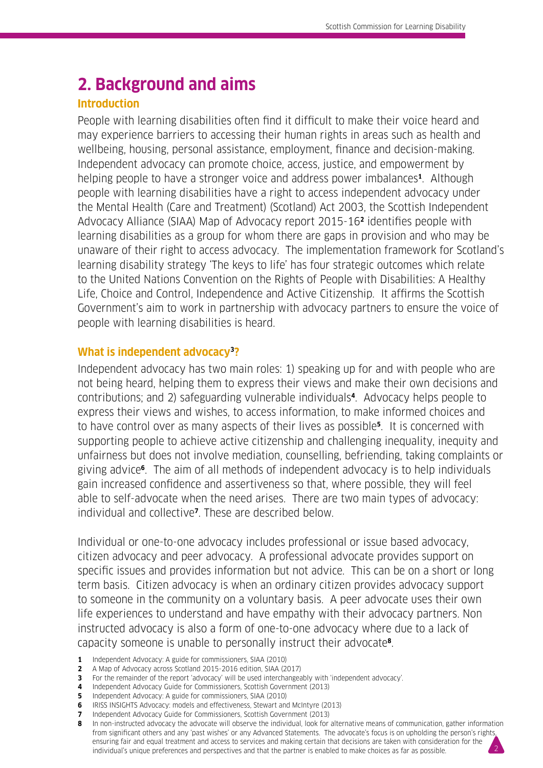# 2. Background and aims

## Introduction

People with learning disabilities often find it difficult to make their voice heard and may experience barriers to accessing their human rights in areas such as health and wellbeing, housing, personal assistance, employment, finance and decision-making. Independent advocacy can promote choice, access, justice, and empowerment by helping people to have a stronger voice and address power imbalances[1]. Although people with learning disabilities have a right to access independent advocacy under the Mental Health (Care and Treatment) (Scotland) Act 2003, the Scottish Independent Advocacy Alliance (SIAA) Map of Advocacy report 2015-16[2] identifies people with learning disabilities as a group for whom there are gaps in provision and who may be unaware of their right to access advocacy. The implementation framework for Scotland's learning disability strategy 'The keys to life' has four strategic outcomes which relate to the United Nations Convention on the Rights of People with Disabilities: A Healthy Life, Choice and Control, Independence and Active Citizenship. It affirms the Scottish Government's aim to work in partnership with advocacy partners to ensure the voice of people with learning disabilities is heard.

## What is independent advocacy[3]?

Independent advocacy has two main roles: 1) speaking up for and with people who are not being heard, helping them to express their views and make their own decisions and contributions; and 2) safeguarding vulnerable individuals[4]. Advocacy helps people to express their views and wishes, to access information, to make informed choices and to have control over as many aspects of their lives as possible[5]. It is concerned with supporting people to achieve active citizenship and challenging inequality, inequity and unfairness but does not involve mediation, counselling, befriending, taking complaints or giving advice[6]. The aim of all methods of independent advocacy is to help individuals gain increased confidence and assertiveness so that, where possible, they will feel able to self-advocate when the need arises. There are two main types of advocacy: individual and collective[7]. These are described below.

Individual or one-to-one advocacy includes professional or issue based advocacy, citizen advocacy and peer advocacy. A professional advocate provides support on specific issues and provides information but not advice. This can be on a short or long term basis. Citizen advocacy is when an ordinary citizen provides advocacy support to someone in the community on a voluntary basis. A peer advocate uses their own life experiences to understand and have empathy with their advocacy partners. Non instructed advocacy is also a form of one-to-one advocacy where due to a lack of capacity someone is unable to personally instruct their advocate[8].

**1** Independent Advocacy: A guide for commissioners, SIAA (2010)
**2** A Map of Advocacy across Scotland 2015-2016 edition, SIAA (2017)
**3** For the remainder of the report 'advocacy' will be used interchangeably with 'independent advocacy'.
**4** Independent Advocacy Guide for Commissioners, Scottish Government (2013)
**5** Independent Advocacy: A guide for commissioners, SIAA (2010)
**6** IRISS INSIGHTS Advocacy: models and effectiveness, Stewart and McIntyre (2013)
**7** Independent Advocacy Guide for Commissioners, Scottish Government (2013)
**8** In non-instructed advocacy the advocate will observe the individual, look for alternative means of communication, gather information from significant others and any 'past wishes' or any Advanced Statements. The advocate's focus is on upholding the person's rights, ensuring fair and equal treatment and access to services and making certain that decisions are taken with consideration for the individual's unique preferences and perspectives and that the partner is enabled to make choices as far as possible.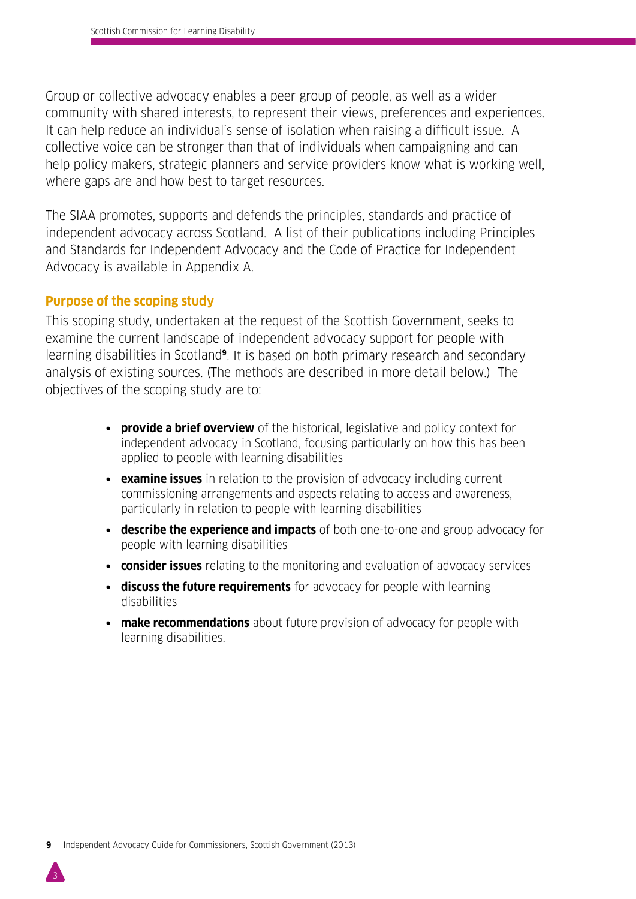Group or collective advocacy enables a peer group of people, as well as a wider community with shared interests, to represent their views, preferences and experiences. It can help reduce an individual's sense of isolation when raising a difficult issue. A collective voice can be stronger than that of individuals when campaigning and can help policy makers, strategic planners and service providers know what is working well, where gaps are and how best to target resources.

The SIAA promotes, supports and defends the principles, standards and practice of independent advocacy across Scotland. A list of their publications including Principles and Standards for Independent Advocacy and the Code of Practice for Independent Advocacy is available in Appendix A.

### Purpose of the scoping study

This scoping study, undertaken at the request of the Scottish Government, seeks to examine the current landscape of independent advocacy support for people with learning disabilities in Scotland[9]. It is based on both primary research and secondary analysis of existing sources. (The methods are described in more detail below.) The objectives of the scoping study are to:

- **provide a brief overview** of the historical, legislative and policy context for independent advocacy in Scotland, focusing particularly on how this has been applied to people with learning disabilities
- **examine issues** in relation to the provision of advocacy including current commissioning arrangements and aspects relating to access and awareness, particularly in relation to people with learning disabilities
- **describe the experience and impacts** of both one-to-one and group advocacy for people with learning disabilities
- **consider issues** relating to the monitoring and evaluation of advocacy services
- **discuss the future requirements** for advocacy for people with learning disabilities
- **make recommendations** about future provision of advocacy for people with learning disabilities.

[9] Independent Advocacy Guide for Commissioners, Scottish Government (2013)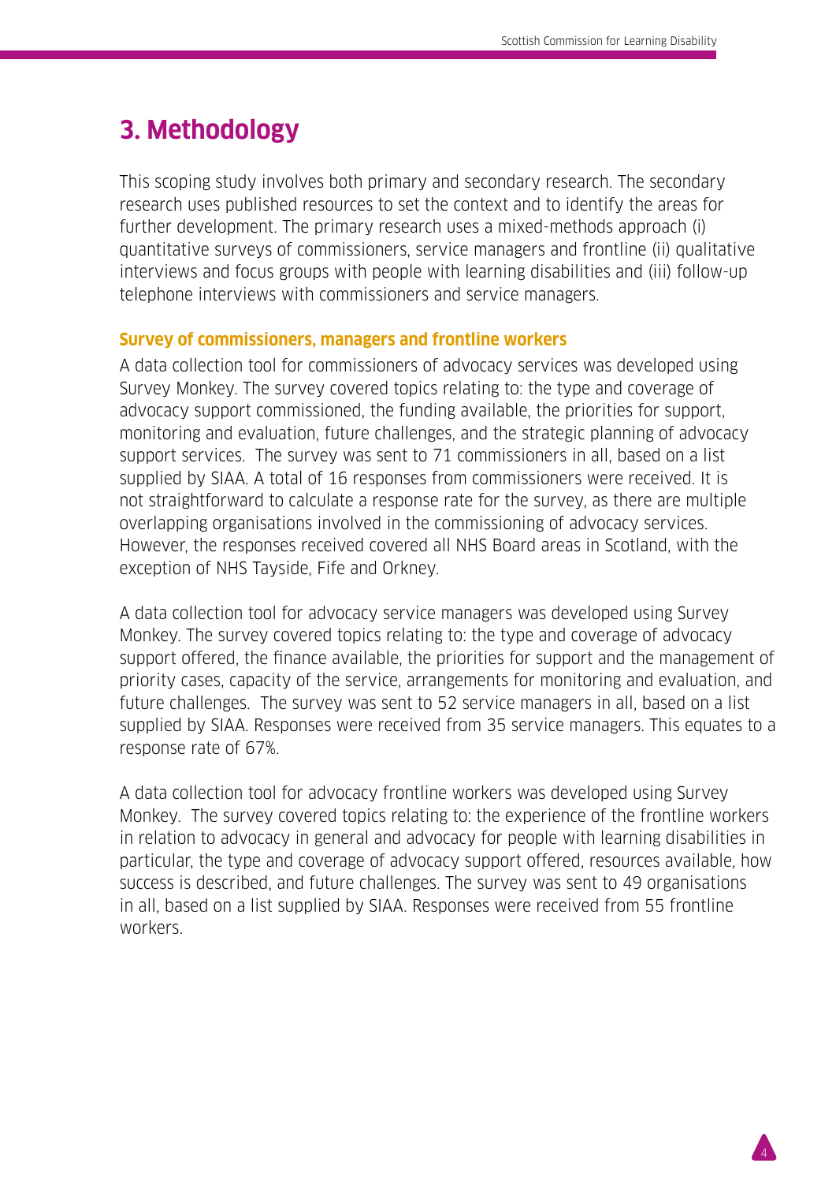# 3. Methodology

This scoping study involves both primary and secondary research. The secondary research uses published resources to set the context and to identify the areas for further development. The primary research uses a mixed-methods approach (i) quantitative surveys of commissioners, service managers and frontline (ii) qualitative interviews and focus groups with people with learning disabilities and (iii) follow-up telephone interviews with commissioners and service managers.

### Survey of commissioners, managers and frontline workers

A data collection tool for commissioners of advocacy services was developed using Survey Monkey. The survey covered topics relating to: the type and coverage of advocacy support commissioned, the funding available, the priorities for support, monitoring and evaluation, future challenges, and the strategic planning of advocacy support services. The survey was sent to 71 commissioners in all, based on a list supplied by SIAA. A total of 16 responses from commissioners were received. It is not straightforward to calculate a response rate for the survey, as there are multiple overlapping organisations involved in the commissioning of advocacy services. However, the responses received covered all NHS Board areas in Scotland, with the exception of NHS Tayside, Fife and Orkney.

A data collection tool for advocacy service managers was developed using Survey Monkey. The survey covered topics relating to: the type and coverage of advocacy support offered, the finance available, the priorities for support and the management of priority cases, capacity of the service, arrangements for monitoring and evaluation, and future challenges. The survey was sent to 52 service managers in all, based on a list supplied by SIAA. Responses were received from 35 service managers. This equates to a response rate of 67%.

A data collection tool for advocacy frontline workers was developed using Survey Monkey. The survey covered topics relating to: the experience of the frontline workers in relation to advocacy in general and advocacy for people with learning disabilities in particular, the type and coverage of advocacy support offered, resources available, how success is described, and future challenges. The survey was sent to 49 organisations in all, based on a list supplied by SIAA. Responses were received from 55 frontline workers.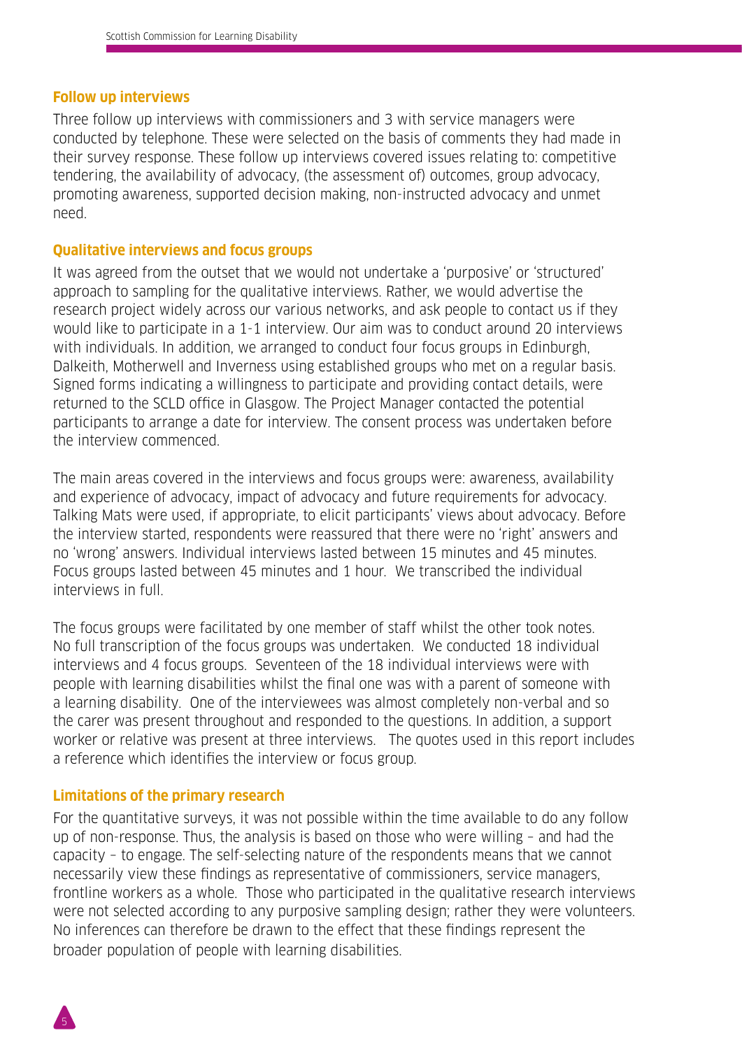### Follow up interviews

Three follow up interviews with commissioners and 3 with service managers were conducted by telephone. These were selected on the basis of comments they had made in their survey response. These follow up interviews covered issues relating to: competitive tendering, the availability of advocacy, (the assessment of) outcomes, group advocacy, promoting awareness, supported decision making, non-instructed advocacy and unmet need.

### Qualitative interviews and focus groups

It was agreed from the outset that we would not undertake a 'purposive' or 'structured' approach to sampling for the qualitative interviews. Rather, we would advertise the research project widely across our various networks, and ask people to contact us if they would like to participate in a 1-1 interview. Our aim was to conduct around 20 interviews with individuals. In addition, we arranged to conduct four focus groups in Edinburgh, Dalkeith, Motherwell and Inverness using established groups who met on a regular basis. Signed forms indicating a willingness to participate and providing contact details, were returned to the SCLD office in Glasgow. The Project Manager contacted the potential participants to arrange a date for interview. The consent process was undertaken before the interview commenced.

The main areas covered in the interviews and focus groups were: awareness, availability and experience of advocacy, impact of advocacy and future requirements for advocacy. Talking Mats were used, if appropriate, to elicit participants' views about advocacy. Before the interview started, respondents were reassured that there were no 'right' answers and no 'wrong' answers. Individual interviews lasted between 15 minutes and 45 minutes. Focus groups lasted between 45 minutes and 1 hour. We transcribed the individual interviews in full.

The focus groups were facilitated by one member of staff whilst the other took notes. No full transcription of the focus groups was undertaken. We conducted 18 individual interviews and 4 focus groups. Seventeen of the 18 individual interviews were with people with learning disabilities whilst the final one was with a parent of someone with a learning disability. One of the interviewees was almost completely non-verbal and so the carer was present throughout and responded to the questions. In addition, a support worker or relative was present at three interviews. The quotes used in this report includes a reference which identifies the interview or focus group.

### Limitations of the primary research

For the quantitative surveys, it was not possible within the time available to do any follow up of non-response. Thus, the analysis is based on those who were willing – and had the capacity – to engage. The self-selecting nature of the respondents means that we cannot necessarily view these findings as representative of commissioners, service managers, frontline workers as a whole. Those who participated in the qualitative research interviews were not selected according to any purposive sampling design; rather they were volunteers. No inferences can therefore be drawn to the effect that these findings represent the broader population of people with learning disabilities.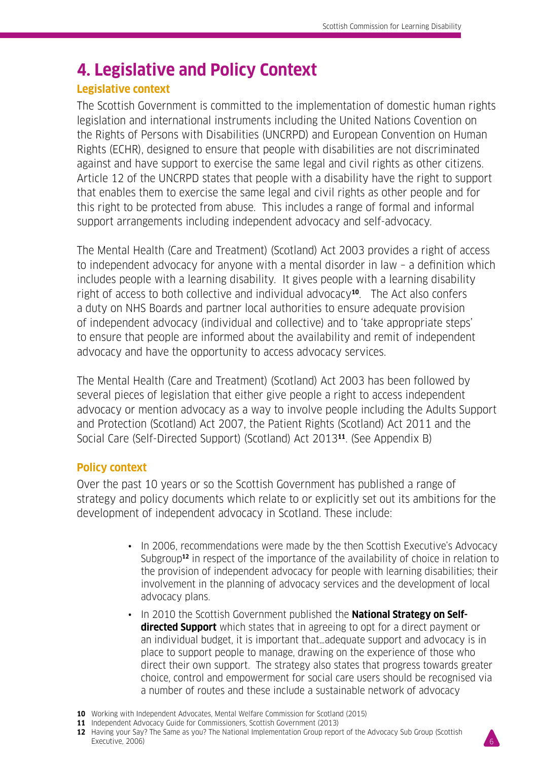# 4. Legislative and Policy Context

### Legislative context

The Scottish Government is committed to the implementation of domestic human rights legislation and international instruments including the United Nations Covention on the Rights of Persons with Disabilities (UNCRPD) and European Convention on Human Rights (ECHR), designed to ensure that people with disabilities are not discriminated against and have support to exercise the same legal and civil rights as other citizens. Article 12 of the UNCRPD states that people with a disability have the right to support that enables them to exercise the same legal and civil rights as other people and for this right to be protected from abuse. This includes a range of formal and informal support arrangements including independent advocacy and self-advocacy.

The Mental Health (Care and Treatment) (Scotland) Act 2003 provides a right of access to independent advocacy for anyone with a mental disorder in law – a definition which includes people with a learning disability. It gives people with a learning disability right of access to both collective and individual advocacy[10]. The Act also confers a duty on NHS Boards and partner local authorities to ensure adequate provision of independent advocacy (individual and collective) and to 'take appropriate steps' to ensure that people are informed about the availability and remit of independent advocacy and have the opportunity to access advocacy services.

The Mental Health (Care and Treatment) (Scotland) Act 2003 has been followed by several pieces of legislation that either give people a right to access independent advocacy or mention advocacy as a way to involve people including the Adults Support and Protection (Scotland) Act 2007, the Patient Rights (Scotland) Act 2011 and the Social Care (Self-Directed Support) (Scotland) Act 2013[11]. (See Appendix B)

### Policy context

Over the past 10 years or so the Scottish Government has published a range of strategy and policy documents which relate to or explicitly set out its ambitions for the development of independent advocacy in Scotland. These include:

- In 2006, recommendations were made by the then Scottish Executive's Advocacy Subgroup[12] in respect of the importance of the availability of choice in relation to the provision of independent advocacy for people with learning disabilities; their involvement in the planning of advocacy services and the development of local advocacy plans.
- In 2010 the Scottish Government published the **National Strategy on Self-directed Support** which states that in agreeing to opt for a direct payment or an individual budget, it is important that…adequate support and advocacy is in place to support people to manage, drawing on the experience of those who direct their own support. The strategy also states that progress towards greater choice, control and empowerment for social care users should be recognised via a number of routes and these include a sustainable network of advocacy

**10** Working with Independent Advocates, Mental Welfare Commission for Scotland (2015)
**11** Independent Advocacy Guide for Commissioners, Scottish Government (2013)
**12** Having your Say? The Same as you? The National Implementation Group report of the Advocacy Sub Group (Scottish Executive, 2006)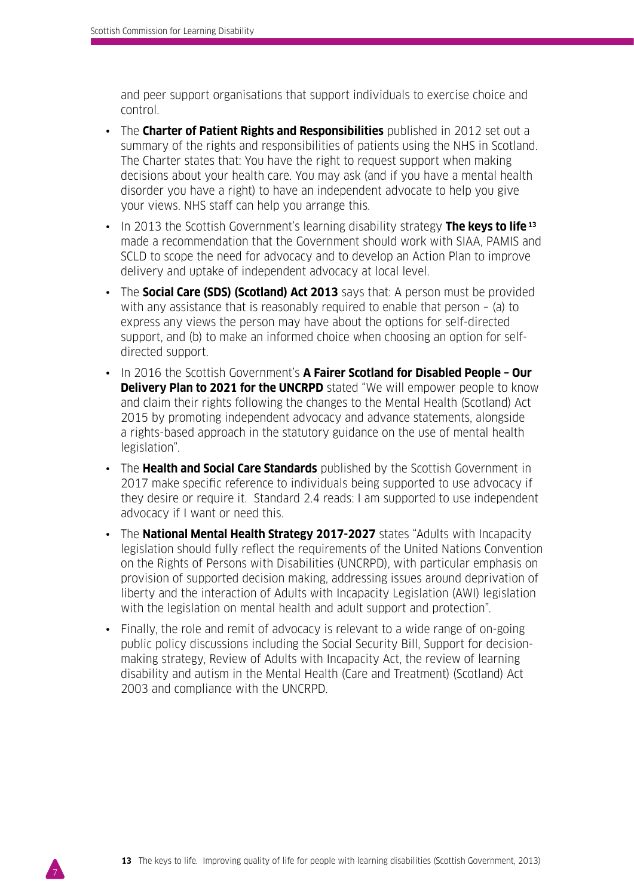and peer support organisations that support individuals to exercise choice and control.

- The **Charter of Patient Rights and Responsibilities** published in 2012 set out a summary of the rights and responsibilities of patients using the NHS in Scotland. The Charter states that: You have the right to request support when making decisions about your health care. You may ask (and if you have a mental health disorder you have a right) to have an independent advocate to help you give your views. NHS staff can help you arrange this.
- In 2013 the Scottish Government's learning disability strategy **The keys to life** [13] made a recommendation that the Government should work with SIAA, PAMIS and SCLD to scope the need for advocacy and to develop an Action Plan to improve delivery and uptake of independent advocacy at local level.
- The **Social Care (SDS) (Scotland) Act 2013** says that: A person must be provided with any assistance that is reasonably required to enable that person – (a) to express any views the person may have about the options for self-directed support, and (b) to make an informed choice when choosing an option for self-directed support.
- In 2016 the Scottish Government's **A Fairer Scotland for Disabled People – Our Delivery Plan to 2021 for the UNCRPD** stated "We will empower people to know and claim their rights following the changes to the Mental Health (Scotland) Act 2015 by promoting independent advocacy and advance statements, alongside a rights-based approach in the statutory guidance on the use of mental health legislation".
- The **Health and Social Care Standards** published by the Scottish Government in 2017 make specific reference to individuals being supported to use advocacy if they desire or require it. Standard 2.4 reads: I am supported to use independent advocacy if I want or need this.
- The **National Mental Health Strategy 2017-2027** states "Adults with Incapacity legislation should fully reflect the requirements of the United Nations Convention on the Rights of Persons with Disabilities (UNCRPD), with particular emphasis on provision of supported decision making, addressing issues around deprivation of liberty and the interaction of Adults with Incapacity Legislation (AWI) legislation with the legislation on mental health and adult support and protection".
- Finally, the role and remit of advocacy is relevant to a wide range of on-going public policy discussions including the Social Security Bill, Support for decision-making strategy, Review of Adults with Incapacity Act, the review of learning disability and autism in the Mental Health (Care and Treatment) (Scotland) Act 2003 and compliance with the UNCRPD.

[13] The keys to life. Improving quality of life for people with learning disabilities (Scottish Government, 2013)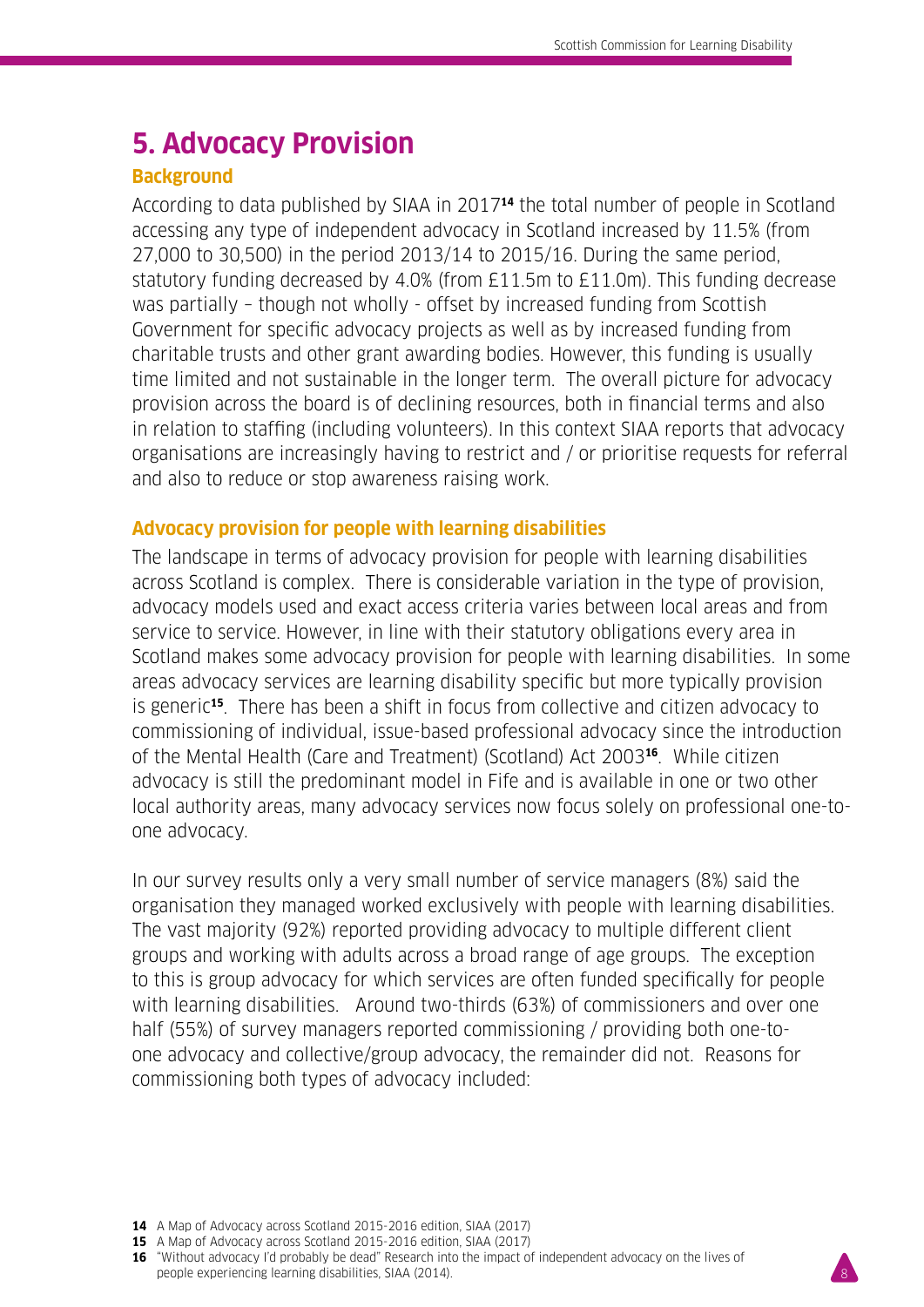# 5. Advocacy Provision

## Background

According to data published by SIAA in 2017[14] the total number of people in Scotland accessing any type of independent advocacy in Scotland increased by 11.5% (from 27,000 to 30,500) in the period 2013/14 to 2015/16. During the same period, statutory funding decreased by 4.0% (from £11.5m to £11.0m). This funding decrease was partially – though not wholly - offset by increased funding from Scottish Government for specific advocacy projects as well as by increased funding from charitable trusts and other grant awarding bodies. However, this funding is usually time limited and not sustainable in the longer term. The overall picture for advocacy provision across the board is of declining resources, both in financial terms and also in relation to staffing (including volunteers). In this context SIAA reports that advocacy organisations are increasingly having to restrict and / or prioritise requests for referral and also to reduce or stop awareness raising work.

## Advocacy provision for people with learning disabilities

The landscape in terms of advocacy provision for people with learning disabilities across Scotland is complex. There is considerable variation in the type of provision, advocacy models used and exact access criteria varies between local areas and from service to service. However, in line with their statutory obligations every area in Scotland makes some advocacy provision for people with learning disabilities. In some areas advocacy services are learning disability specific but more typically provision is generic[15]. There has been a shift in focus from collective and citizen advocacy to commissioning of individual, issue-based professional advocacy since the introduction of the Mental Health (Care and Treatment) (Scotland) Act 2003[16]. While citizen advocacy is still the predominant model in Fife and is available in one or two other local authority areas, many advocacy services now focus solely on professional one-to-one advocacy.

In our survey results only a very small number of service managers (8%) said the organisation they managed worked exclusively with people with learning disabilities. The vast majority (92%) reported providing advocacy to multiple different client groups and working with adults across a broad range of age groups. The exception to this is group advocacy for which services are often funded specifically for people with learning disabilities. Around two-thirds (63%) of commissioners and over one half (55%) of survey managers reported commissioning / providing both one-to-one advocacy and collective/group advocacy, the remainder did not. Reasons for commissioning both types of advocacy included:

---

[14] A Map of Advocacy across Scotland 2015-2016 edition, SIAA (2017)

[15] A Map of Advocacy across Scotland 2015-2016 edition, SIAA (2017)

[16] "Without advocacy I'd probably be dead" Research into the impact of independent advocacy on the lives of people experiencing learning disabilities, SIAA (2014).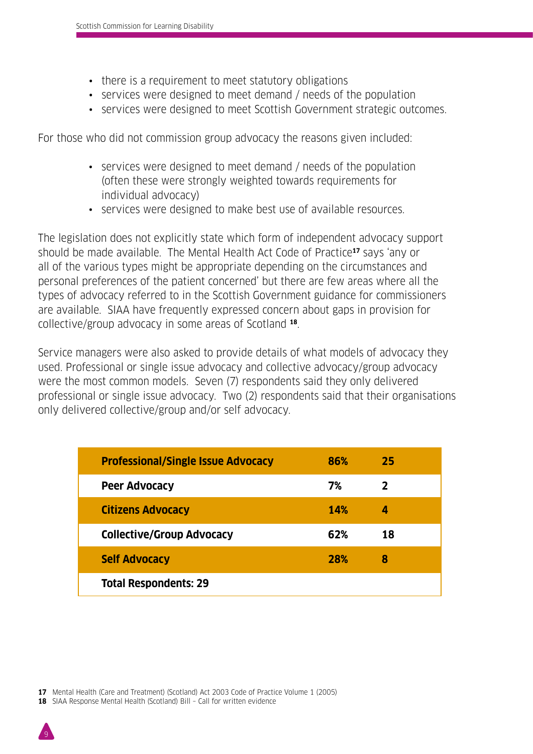- there is a requirement to meet statutory obligations
- services were designed to meet demand / needs of the population
- services were designed to meet Scottish Government strategic outcomes.

For those who did not commission group advocacy the reasons given included:

- services were designed to meet demand / needs of the population (often these were strongly weighted towards requirements for individual advocacy)
- services were designed to make best use of available resources.

The legislation does not explicitly state which form of independent advocacy support should be made available. The Mental Health Act Code of Practice[17] says 'any or all of the various types might be appropriate depending on the circumstances and personal preferences of the patient concerned' but there are few areas where all the types of advocacy referred to in the Scottish Government guidance for commissioners are available. SIAA have frequently expressed concern about gaps in provision for collective/group advocacy in some areas of Scotland [18].

Service managers were also asked to provide details of what models of advocacy they used. Professional or single issue advocacy and collective advocacy/group advocacy were the most common models. Seven (7) respondents said they only delivered professional or single issue advocacy. Two (2) respondents said that their organisations only delivered collective/group and/or self advocacy.

| | | |
|---|---|---|
| **Professional/Single Issue Advocacy** | **86%** | **25** |
| **Peer Advocacy** | **7%** | **2** |
| **Citizens Advocacy** | **14%** | **4** |
| **Collective/Group Advocacy** | **62%** | **18** |
| **Self Advocacy** | **28%** | **8** |
| **Total Respondents: 29** | | |

**17** Mental Health (Care and Treatment) (Scotland) Act 2003 Code of Practice Volume 1 (2005)
**18** SIAA Response Mental Health (Scotland) Bill – Call for written evidence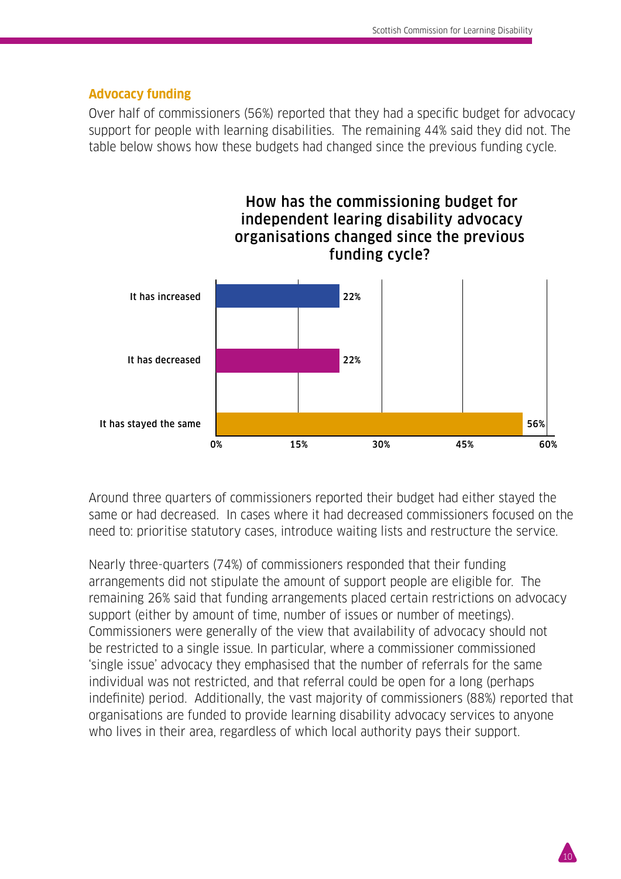### Advocacy funding

Over half of commissioners (56%) reported that they had a specific budget for advocacy support for people with learning disabilities. The remaining 44% said they did not. The table below shows how these budgets had changed since the previous funding cycle.

**How has the commissioning budget for independent learing disability advocacy organisations changed since the previous funding cycle?**

It has increased 22%

It has decreased 22%

It has stayed the same 56%

0% 15% 30% 45% 60%

Around three quarters of commissioners reported their budget had either stayed the same or had decreased. In cases where it had decreased commissioners focused on the need to: prioritise statutory cases, introduce waiting lists and restructure the service.

Nearly three-quarters (74%) of commissioners responded that their funding arrangements did not stipulate the amount of support people are eligible for. The remaining 26% said that funding arrangements placed certain restrictions on advocacy support (either by amount of time, number of issues or number of meetings). Commissioners were generally of the view that availability of advocacy should not be restricted to a single issue. In particular, where a commissioner commissioned 'single issue' advocacy they emphasised that the number of referrals for the same individual was not restricted, and that referral could be open for a long (perhaps indefinite) period. Additionally, the vast majority of commissioners (88%) reported that organisations are funded to provide learning disability advocacy services to anyone who lives in their area, regardless of which local authority pays their support.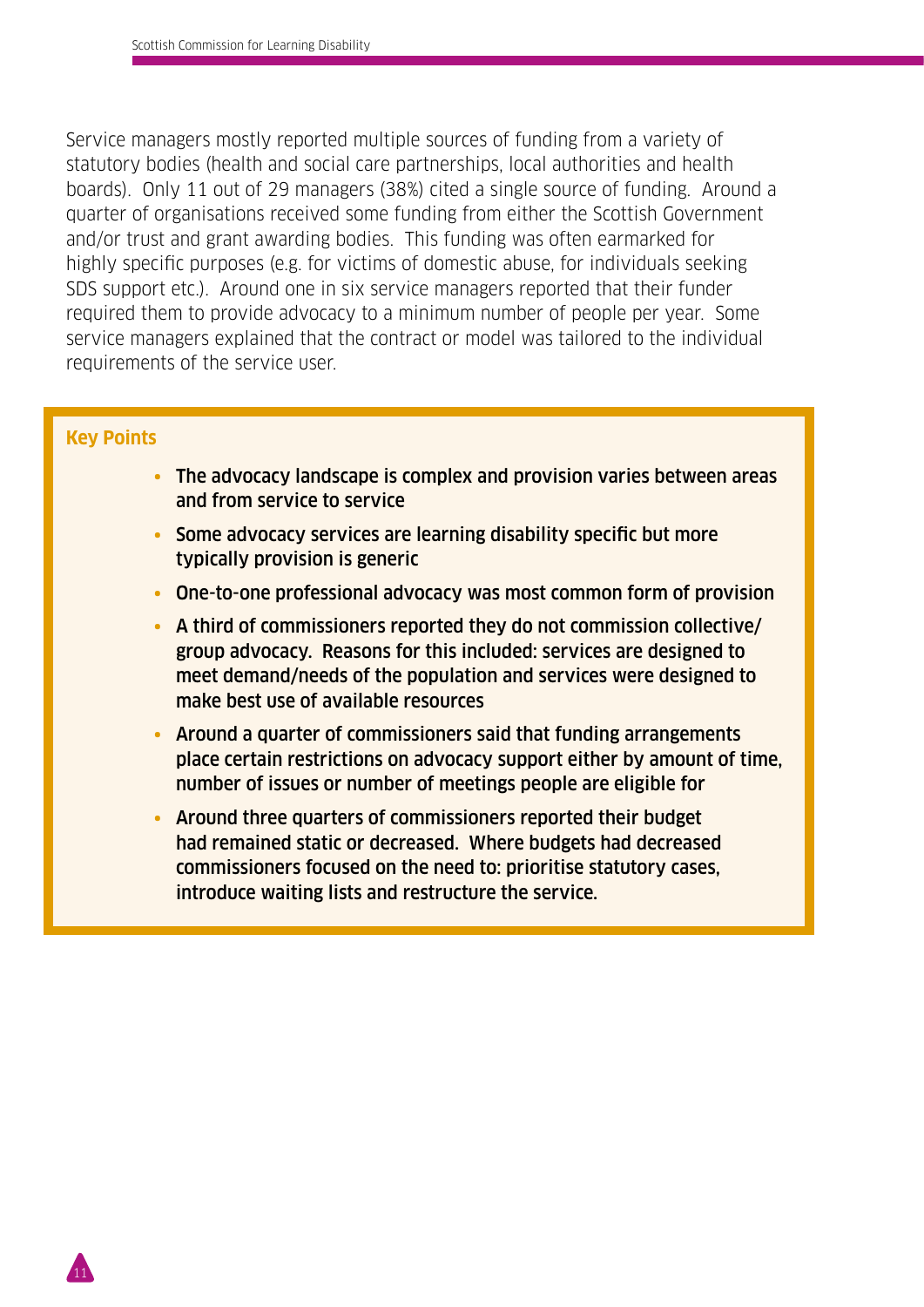Service managers mostly reported multiple sources of funding from a variety of statutory bodies (health and social care partnerships, local authorities and health boards). Only 11 out of 29 managers (38%) cited a single source of funding. Around a quarter of organisations received some funding from either the Scottish Government and/or trust and grant awarding bodies. This funding was often earmarked for highly specific purposes (e.g. for victims of domestic abuse, for individuals seeking SDS support etc.). Around one in six service managers reported that their funder required them to provide advocacy to a minimum number of people per year. Some service managers explained that the contract or model was tailored to the individual requirements of the service user.

**Key Points**

- **The advocacy landscape is complex and provision varies between areas and from service to service**
- **Some advocacy services are learning disability specific but more typically provision is generic**
- **One-to-one professional advocacy was most common form of provision**
- **A third of commissioners reported they do not commission collective/ group advocacy. Reasons for this included: services are designed to meet demand/needs of the population and services were designed to make best use of available resources**
- **Around a quarter of commissioners said that funding arrangements place certain restrictions on advocacy support either by amount of time, number of issues or number of meetings people are eligible for**
- **Around three quarters of commissioners reported their budget had remained static or decreased. Where budgets had decreased commissioners focused on the need to: prioritise statutory cases, introduce waiting lists and restructure the service.**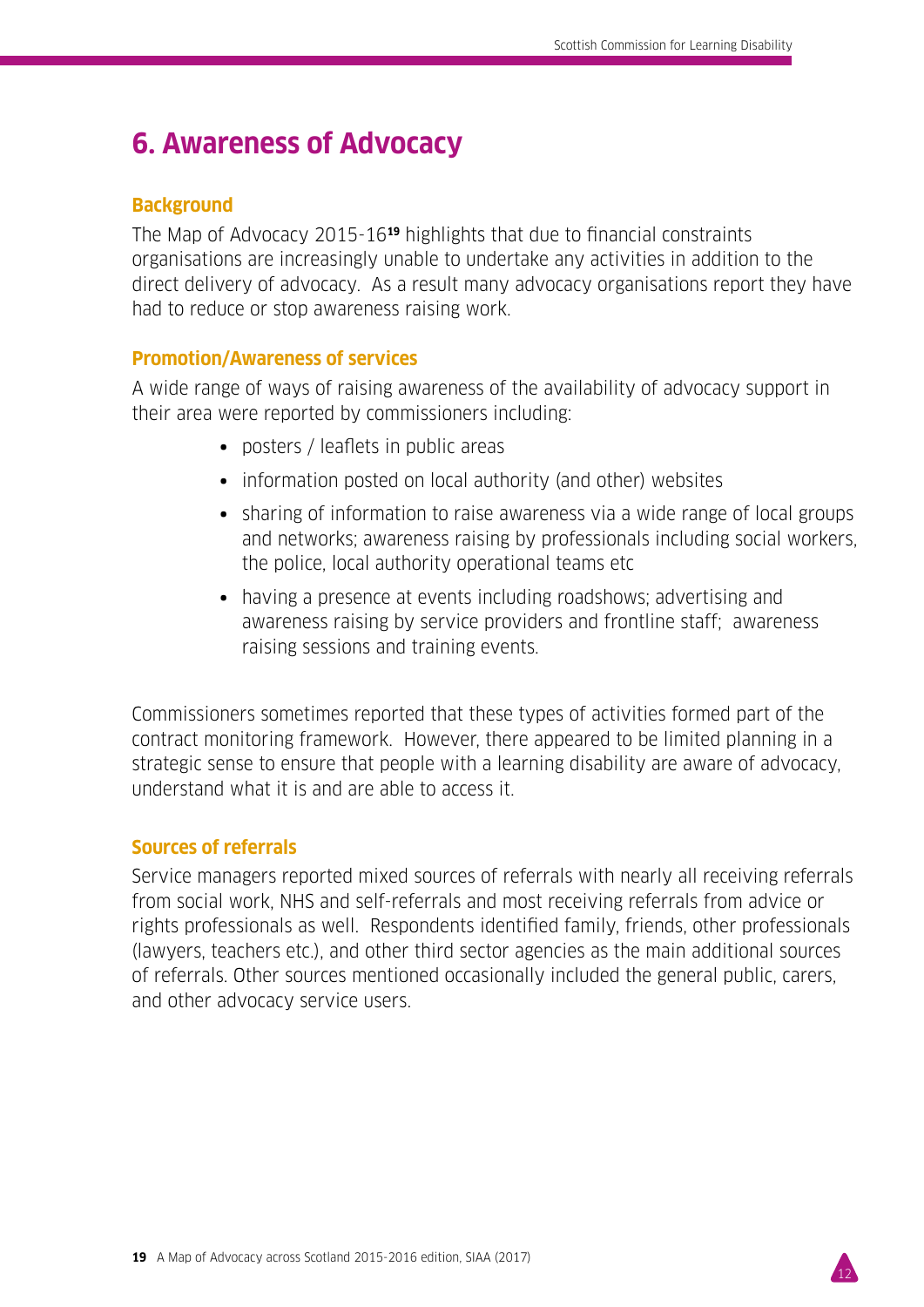# 6. Awareness of Advocacy

### Background

The Map of Advocacy 2015-16[19] highlights that due to financial constraints organisations are increasingly unable to undertake any activities in addition to the direct delivery of advocacy. As a result many advocacy organisations report they have had to reduce or stop awareness raising work.

### Promotion/Awareness of services

A wide range of ways of raising awareness of the availability of advocacy support in their area were reported by commissioners including:

- posters / leaflets in public areas
- information posted on local authority (and other) websites
- sharing of information to raise awareness via a wide range of local groups and networks; awareness raising by professionals including social workers, the police, local authority operational teams etc
- having a presence at events including roadshows; advertising and awareness raising by service providers and frontline staff; awareness raising sessions and training events.

Commissioners sometimes reported that these types of activities formed part of the contract monitoring framework. However, there appeared to be limited planning in a strategic sense to ensure that people with a learning disability are aware of advocacy, understand what it is and are able to access it.

### Sources of referrals

Service managers reported mixed sources of referrals with nearly all receiving referrals from social work, NHS and self-referrals and most receiving referrals from advice or rights professionals as well. Respondents identified family, friends, other professionals (lawyers, teachers etc.), and other third sector agencies as the main additional sources of referrals. Other sources mentioned occasionally included the general public, carers, and other advocacy service users.

[19] A Map of Advocacy across Scotland 2015-2016 edition, SIAA (2017)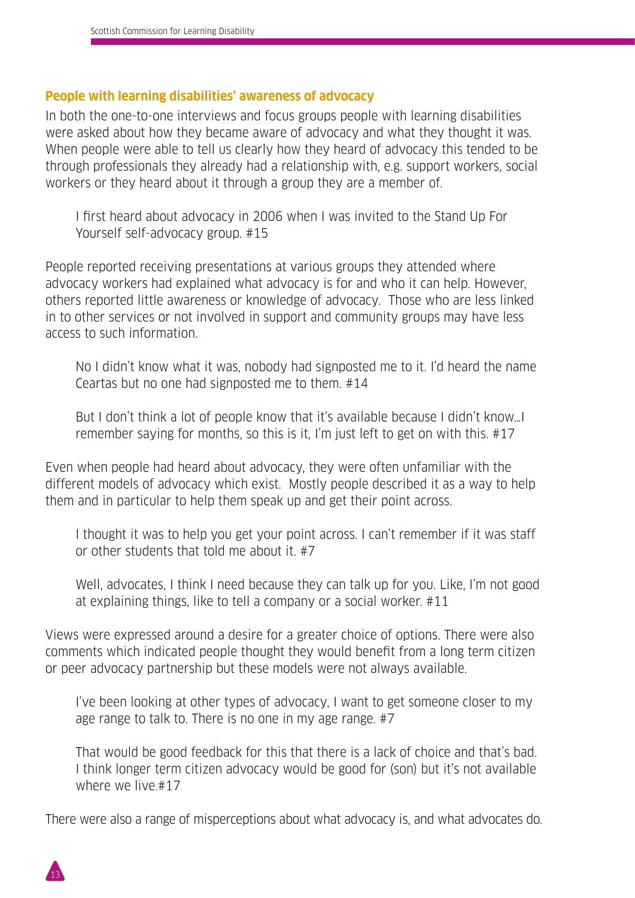### People with learning disabilities' awareness of advocacy

In both the one-to-one interviews and focus groups people with learning disabilities were asked about how they became aware of advocacy and what they thought it was. When people were able to tell us clearly how they heard of advocacy this tended to be through professionals they already had a relationship with, e.g. support workers, social workers or they heard about it through a group they are a member of.

> I first heard about advocacy in 2006 when I was invited to the Stand Up For Yourself self-advocacy group. #15

People reported receiving presentations at various groups they attended where advocacy workers had explained what advocacy is for and who it can help. However, others reported little awareness or knowledge of advocacy. Those who are less linked in to other services or not involved in support and community groups may have less access to such information.

> No I didn't know what it was, nobody had signposted me to it. I'd heard the name Ceartas but no one had signposted me to them. #14

> But I don't think a lot of people know that it's available because I didn't know…I remember saying for months, so this is it, I'm just left to get on with this. #17

Even when people had heard about advocacy, they were often unfamiliar with the different models of advocacy which exist. Mostly people described it as a way to help them and in particular to help them speak up and get their point across.

> I thought it was to help you get your point across. I can't remember if it was staff or other students that told me about it. #7

> Well, advocates, I think I need because they can talk up for you. Like, I'm not good at explaining things, like to tell a company or a social worker. #11

Views were expressed around a desire for a greater choice of options. There were also comments which indicated people thought they would benefit from a long term citizen or peer advocacy partnership but these models were not always available.

> I've been looking at other types of advocacy, I want to get someone closer to my age range to talk to. There is no one in my age range. #7

> That would be good feedback for this that there is a lack of choice and that's bad. I think longer term citizen advocacy would be good for (son) but it's not available where we live.#17

There were also a range of misperceptions about what advocacy is, and what advocates do.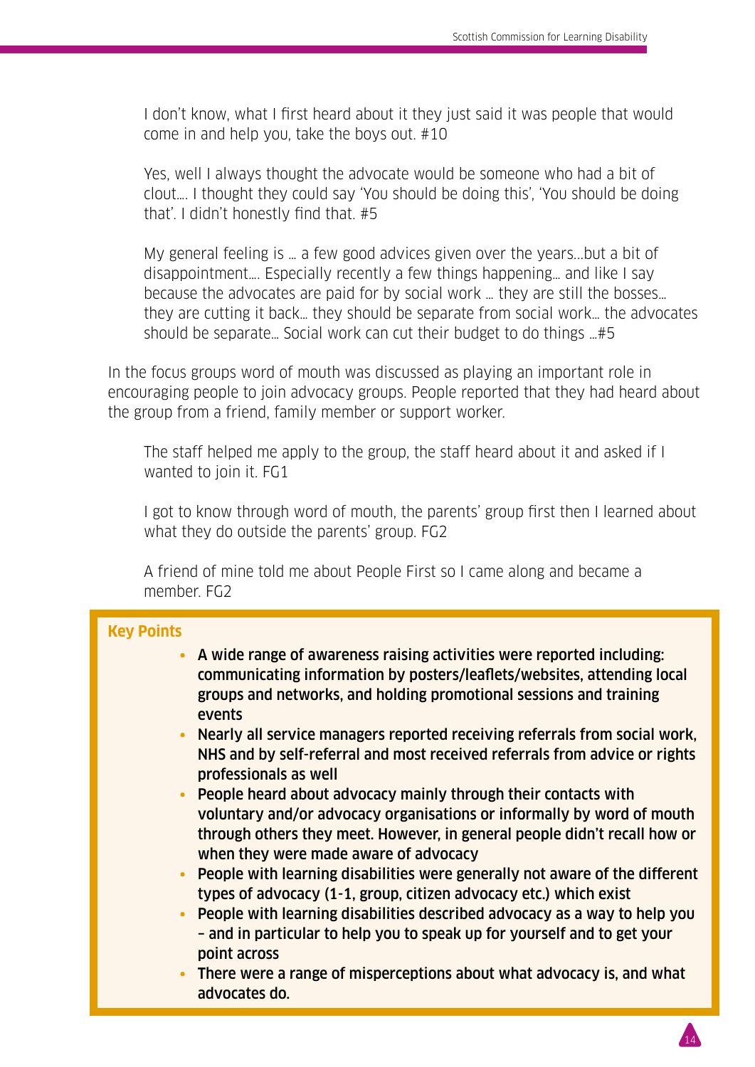> I don't know, what I first heard about it they just said it was people that would come in and help you, take the boys out. #10

> Yes, well I always thought the advocate would be someone who had a bit of clout…. I thought they could say 'You should be doing this', 'You should be doing that'. I didn't honestly find that. #5

> My general feeling is … a few good advices given over the years…but a bit of disappointment…. Especially recently a few things happening… and like I say because the advocates are paid for by social work … they are still the bosses… they are cutting it back… they should be separate from social work… the advocates should be separate… Social work can cut their budget to do things …#5

In the focus groups word of mouth was discussed as playing an important role in encouraging people to join advocacy groups. People reported that they had heard about the group from a friend, family member or support worker.

> The staff helped me apply to the group, the staff heard about it and asked if I wanted to join it. FG1

> I got to know through word of mouth, the parents' group first then I learned about what they do outside the parents' group. FG2

> A friend of mine told me about People First so I came along and became a member. FG2

**Key Points**

- **A wide range of awareness raising activities were reported including: communicating information by posters/leaflets/websites, attending local groups and networks, and holding promotional sessions and training events**
- **Nearly all service managers reported receiving referrals from social work, NHS and by self-referral and most received referrals from advice or rights professionals as well**
- **People heard about advocacy mainly through their contacts with voluntary and/or advocacy organisations or informally by word of mouth through others they meet. However, in general people didn't recall how or when they were made aware of advocacy**
- **People with learning disabilities were generally not aware of the different types of advocacy (1-1, group, citizen advocacy etc.) which exist**
- **People with learning disabilities described advocacy as a way to help you – and in particular to help you to speak up for yourself and to get your point across**
- **There were a range of misperceptions about what advocacy is, and what advocates do.**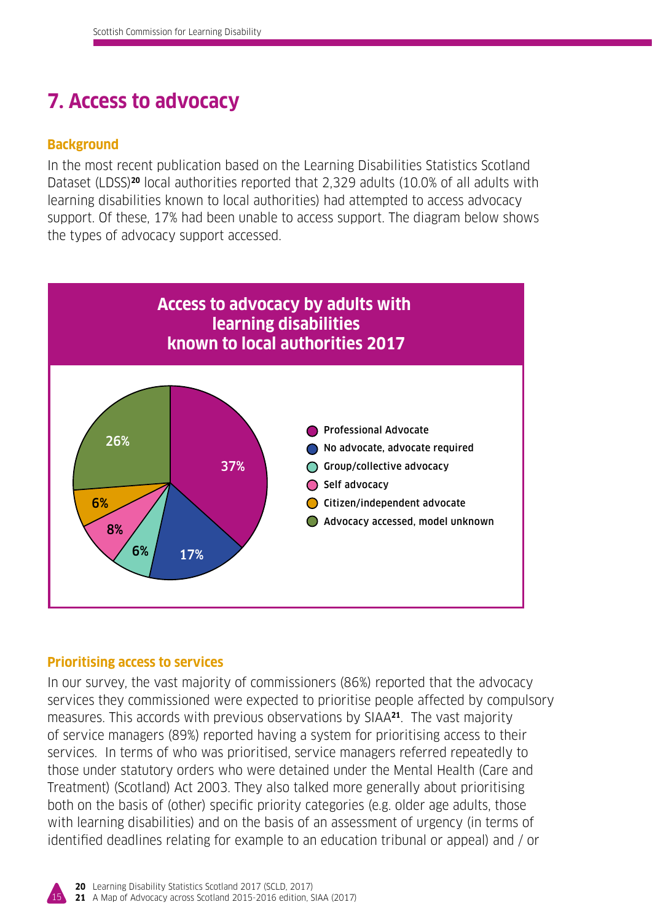# 7. Access to advocacy

### Background

In the most recent publication based on the Learning Disabilities Statistics Scotland Dataset (LDSS)[20] local authorities reported that 2,329 adults (10.0% of all adults with learning disabilities known to local authorities) had attempted to access advocacy support. Of these, 17% had been unable to access support. The diagram below shows the types of advocacy support accessed.

**Access to advocacy by adults with learning disabilities known to local authorities 2017**

37%
17%
6%
8%
6%
26%

Professional Advocate
No advocate, advocate required
Group/collective advocacy
Self advocacy
Citizen/independent advocate
Advocacy accessed, model unknown

### Prioritising access to services

In our survey, the vast majority of commissioners (86%) reported that the advocacy services they commissioned were expected to prioritise people affected by compulsory measures. This accords with previous observations by SIAA[21]. The vast majority of service managers (89%) reported having a system for prioritising access to their services. In terms of who was prioritised, service managers referred repeatedly to those under statutory orders who were detained under the Mental Health (Care and Treatment) (Scotland) Act 2003. They also talked more generally about prioritising both on the basis of (other) specific priority categories (e.g. older age adults, those with learning disabilities) and on the basis of an assessment of urgency (in terms of identified deadlines relating for example to an education tribunal or appeal) and / or

**20** Learning Disability Statistics Scotland 2017 (SCLD, 2017)
**21** A Map of Advocacy across Scotland 2015-2016 edition, SIAA (2017)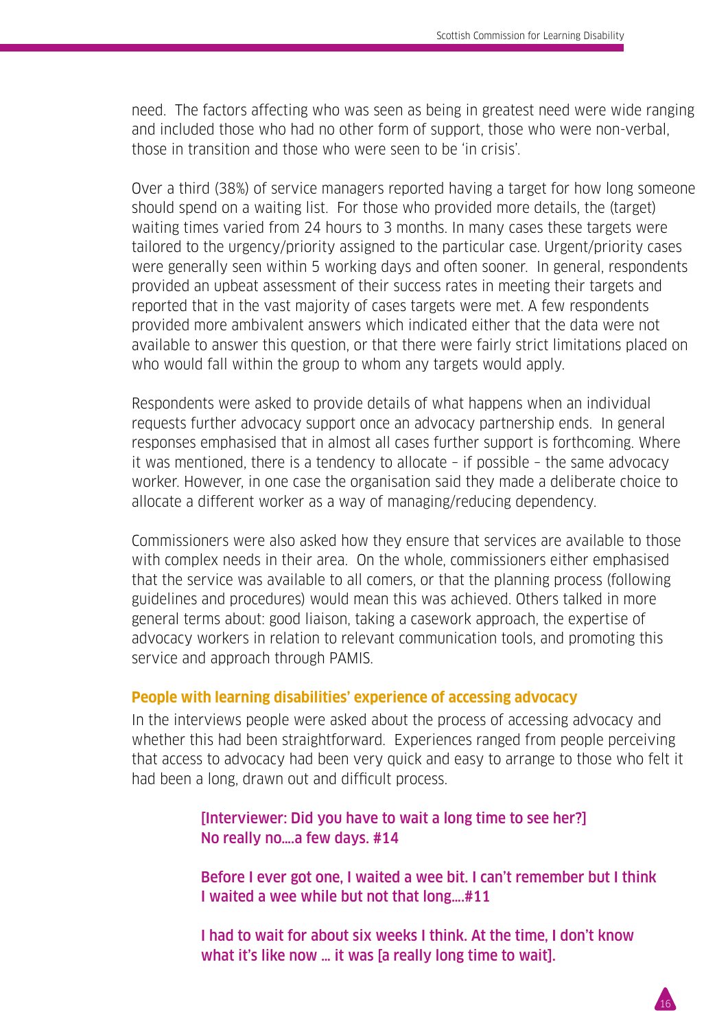need. The factors affecting who was seen as being in greatest need were wide ranging and included those who had no other form of support, those who were non-verbal, those in transition and those who were seen to be 'in crisis'.

Over a third (38%) of service managers reported having a target for how long someone should spend on a waiting list. For those who provided more details, the (target) waiting times varied from 24 hours to 3 months. In many cases these targets were tailored to the urgency/priority assigned to the particular case. Urgent/priority cases were generally seen within 5 working days and often sooner. In general, respondents provided an upbeat assessment of their success rates in meeting their targets and reported that in the vast majority of cases targets were met. A few respondents provided more ambivalent answers which indicated either that the data were not available to answer this question, or that there were fairly strict limitations placed on who would fall within the group to whom any targets would apply.

Respondents were asked to provide details of what happens when an individual requests further advocacy support once an advocacy partnership ends. In general responses emphasised that in almost all cases further support is forthcoming. Where it was mentioned, there is a tendency to allocate – if possible – the same advocacy worker. However, in one case the organisation said they made a deliberate choice to allocate a different worker as a way of managing/reducing dependency.

Commissioners were also asked how they ensure that services are available to those with complex needs in their area. On the whole, commissioners either emphasised that the service was available to all comers, or that the planning process (following guidelines and procedures) would mean this was achieved. Others talked in more general terms about: good liaison, taking a casework approach, the expertise of advocacy workers in relation to relevant communication tools, and promoting this service and approach through PAMIS.

### People with learning disabilities' experience of accessing advocacy

In the interviews people were asked about the process of accessing advocacy and whether this had been straightforward. Experiences ranged from people perceiving that access to advocacy had been very quick and easy to arrange to those who felt it had been a long, drawn out and difficult process.

> **[Interviewer: Did you have to wait a long time to see her?] No really no….a few days. #14**
>
> **Before I ever got one, I waited a wee bit. I can't remember but I think I waited a wee while but not that long….#11**
>
> **I had to wait for about six weeks I think. At the time, I don't know what it's like now … it was [a really long time to wait].**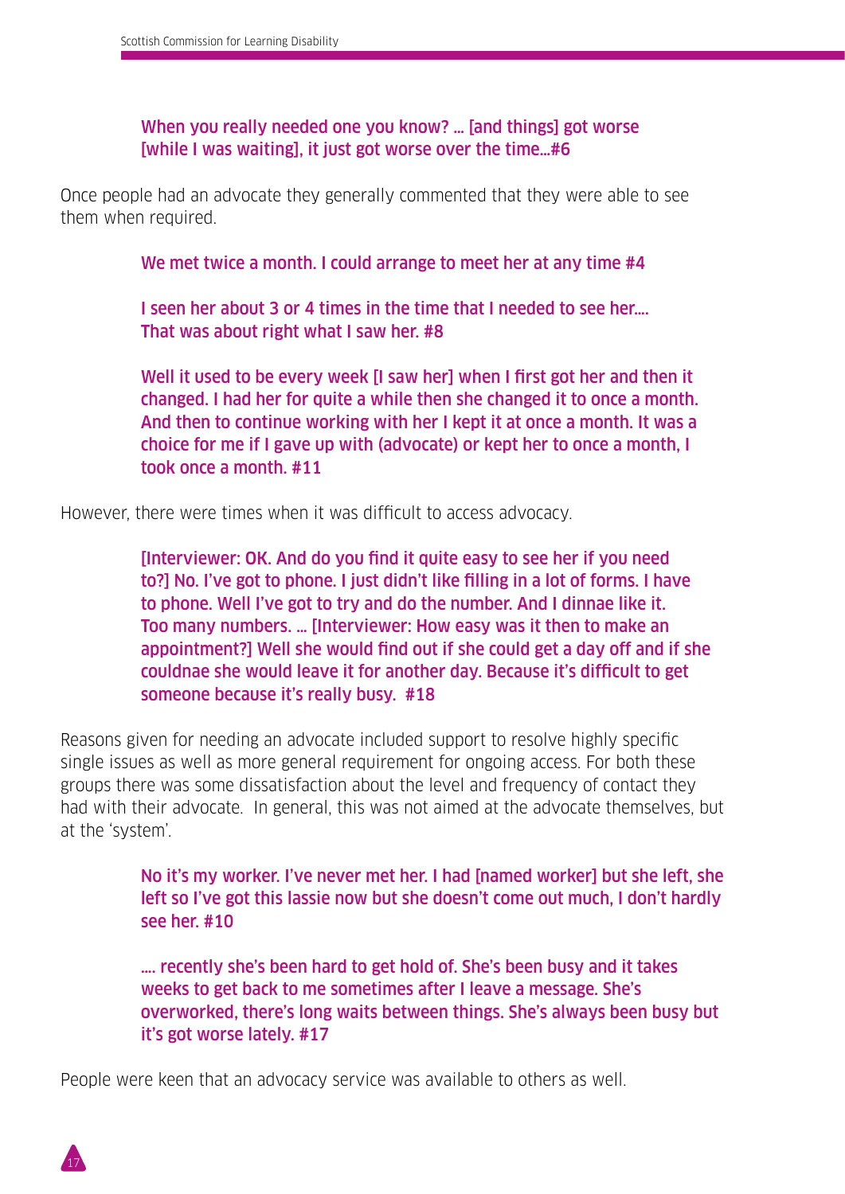When you really needed one you know? … [and things] got worse [while I was waiting], it just got worse over the time…#6

Once people had an advocate they generally commented that they were able to see them when required.

We met twice a month. I could arrange to meet her at any time #4

I seen her about 3 or 4 times in the time that I needed to see her…. That was about right what I saw her. #8

Well it used to be every week [I saw her] when I first got her and then it changed. I had her for quite a while then she changed it to once a month. And then to continue working with her I kept it at once a month. It was a choice for me if I gave up with (advocate) or kept her to once a month, I took once a month. #11

However, there were times when it was difficult to access advocacy.

[Interviewer: OK. And do you find it quite easy to see her if you need to?] No. I've got to phone. I just didn't like filling in a lot of forms. I have to phone. Well I've got to try and do the number. And I dinnae like it. Too many numbers. … [Interviewer: How easy was it then to make an appointment?] Well she would find out if she could get a day off and if she couldnae she would leave it for another day. Because it's difficult to get someone because it's really busy. #18

Reasons given for needing an advocate included support to resolve highly specific single issues as well as more general requirement for ongoing access. For both these groups there was some dissatisfaction about the level and frequency of contact they had with their advocate. In general, this was not aimed at the advocate themselves, but at the 'system'.

No it's my worker. I've never met her. I had [named worker] but she left, she left so I've got this lassie now but she doesn't come out much, I don't hardly see her. #10

…. recently she's been hard to get hold of. She's been busy and it takes weeks to get back to me sometimes after I leave a message. She's overworked, there's long waits between things. She's always been busy but it's got worse lately. #17

People were keen that an advocacy service was available to others as well.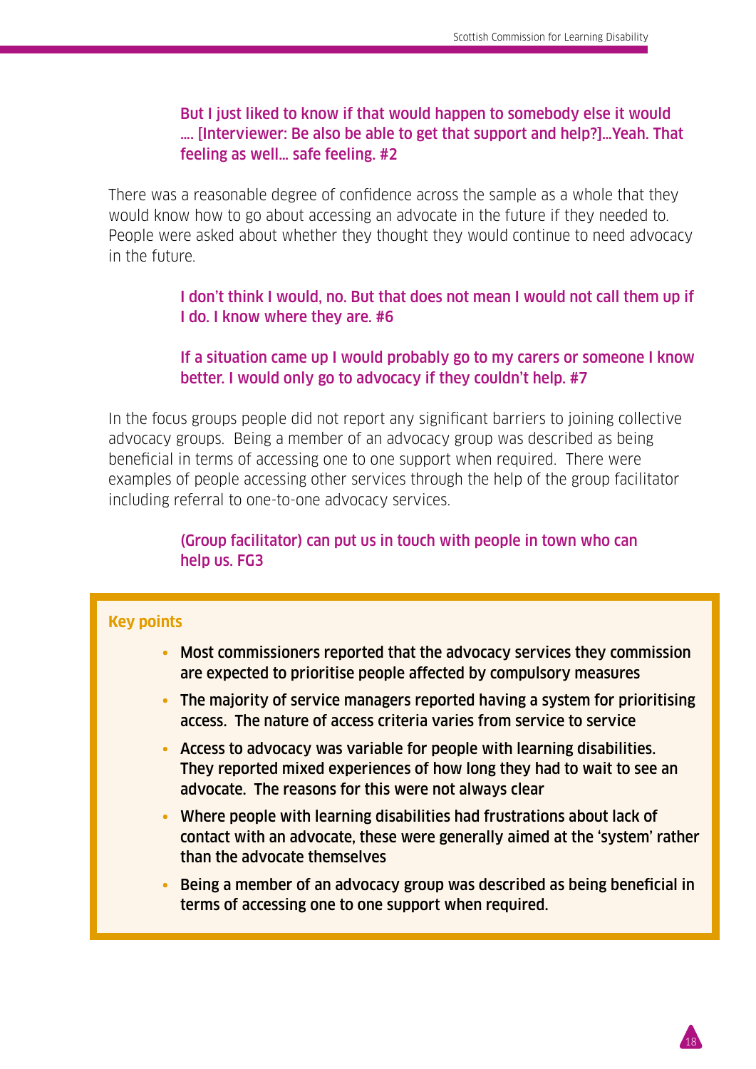> But I just liked to know if that would happen to somebody else it would …. [Interviewer: Be also be able to get that support and help?]…Yeah. That feeling as well… safe feeling. #2

There was a reasonable degree of confidence across the sample as a whole that they would know how to go about accessing an advocate in the future if they needed to. People were asked about whether they thought they would continue to need advocacy in the future.

> I don't think I would, no. But that does not mean I would not call them up if I do. I know where they are. #6

> If a situation came up I would probably go to my carers or someone I know better. I would only go to advocacy if they couldn't help. #7

In the focus groups people did not report any significant barriers to joining collective advocacy groups. Being a member of an advocacy group was described as being beneficial in terms of accessing one to one support when required. There were examples of people accessing other services through the help of the group facilitator including referral to one-to-one advocacy services.

> (Group facilitator) can put us in touch with people in town who can help us. FG3

**Key points**

- Most commissioners reported that the advocacy services they commission are expected to prioritise people affected by compulsory measures
- The majority of service managers reported having a system for prioritising access. The nature of access criteria varies from service to service
- Access to advocacy was variable for people with learning disabilities. They reported mixed experiences of how long they had to wait to see an advocate. The reasons for this were not always clear
- Where people with learning disabilities had frustrations about lack of contact with an advocate, these were generally aimed at the 'system' rather than the advocate themselves
- Being a member of an advocacy group was described as being beneficial in terms of accessing one to one support when required.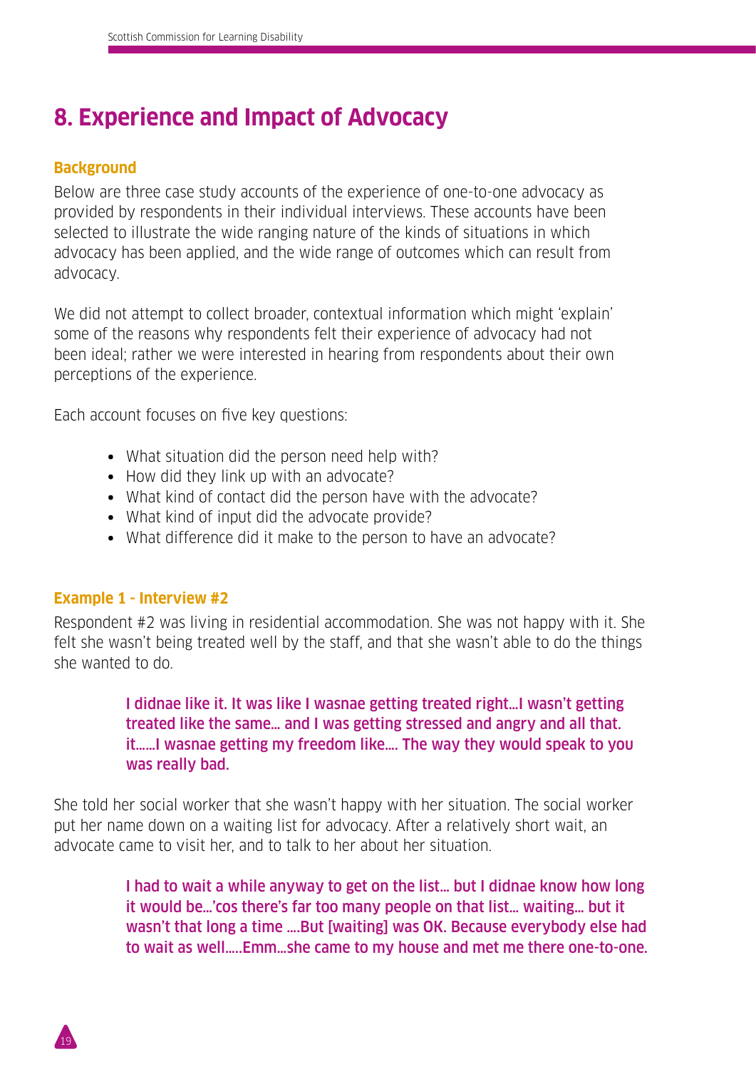# 8. Experience and Impact of Advocacy

### Background

Below are three case study accounts of the experience of one-to-one advocacy as provided by respondents in their individual interviews. These accounts have been selected to illustrate the wide ranging nature of the kinds of situations in which advocacy has been applied, and the wide range of outcomes which can result from advocacy.

We did not attempt to collect broader, contextual information which might 'explain' some of the reasons why respondents felt their experience of advocacy had not been ideal; rather we were interested in hearing from respondents about their own perceptions of the experience.

Each account focuses on five key questions:

- What situation did the person need help with?
- How did they link up with an advocate?
- What kind of contact did the person have with the advocate?
- What kind of input did the advocate provide?
- What difference did it make to the person to have an advocate?

### Example 1 - Interview #2

Respondent #2 was living in residential accommodation. She was not happy with it. She felt she wasn't being treated well by the staff, and that she wasn't able to do the things she wanted to do.

> **I didnae like it. It was like I wasnae getting treated right…I wasn't getting treated like the same… and I was getting stressed and angry and all that. it……I wasnae getting my freedom like…. The way they would speak to you was really bad.**

She told her social worker that she wasn't happy with her situation. The social worker put her name down on a waiting list for advocacy. After a relatively short wait, an advocate came to visit her, and to talk to her about her situation.

> **I had to wait a while anyway to get on the list… but I didnae know how long it would be…'cos there's far too many people on that list… waiting… but it wasn't that long a time ….But [waiting] was OK. Because everybody else had to wait as well…..Emm…she came to my house and met me there one-to-one.**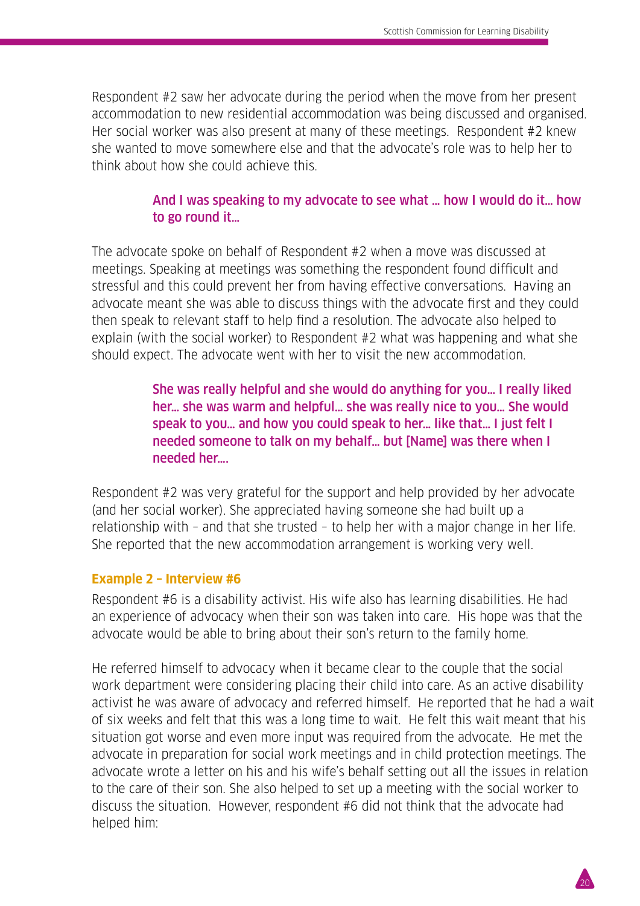Respondent #2 saw her advocate during the period when the move from her present accommodation to new residential accommodation was being discussed and organised. Her social worker was also present at many of these meetings. Respondent #2 knew she wanted to move somewhere else and that the advocate's role was to help her to think about how she could achieve this.

> **And I was speaking to my advocate to see what … how I would do it… how to go round it…**

The advocate spoke on behalf of Respondent #2 when a move was discussed at meetings. Speaking at meetings was something the respondent found difficult and stressful and this could prevent her from having effective conversations. Having an advocate meant she was able to discuss things with the advocate first and they could then speak to relevant staff to help find a resolution. The advocate also helped to explain (with the social worker) to Respondent #2 what was happening and what she should expect. The advocate went with her to visit the new accommodation.

> **She was really helpful and she would do anything for you… I really liked her… she was warm and helpful… she was really nice to you… She would speak to you… and how you could speak to her… like that… I just felt I needed someone to talk on my behalf… but [Name] was there when I needed her….**

Respondent #2 was very grateful for the support and help provided by her advocate (and her social worker). She appreciated having someone she had built up a relationship with – and that she trusted – to help her with a major change in her life. She reported that the new accommodation arrangement is working very well.

### Example 2 – Interview #6

Respondent #6 is a disability activist. His wife also has learning disabilities. He had an experience of advocacy when their son was taken into care. His hope was that the advocate would be able to bring about their son's return to the family home.

He referred himself to advocacy when it became clear to the couple that the social work department were considering placing their child into care. As an active disability activist he was aware of advocacy and referred himself. He reported that he had a wait of six weeks and felt that this was a long time to wait. He felt this wait meant that his situation got worse and even more input was required from the advocate. He met the advocate in preparation for social work meetings and in child protection meetings. The advocate wrote a letter on his and his wife's behalf setting out all the issues in relation to the care of their son. She also helped to set up a meeting with the social worker to discuss the situation. However, respondent #6 did not think that the advocate had helped him: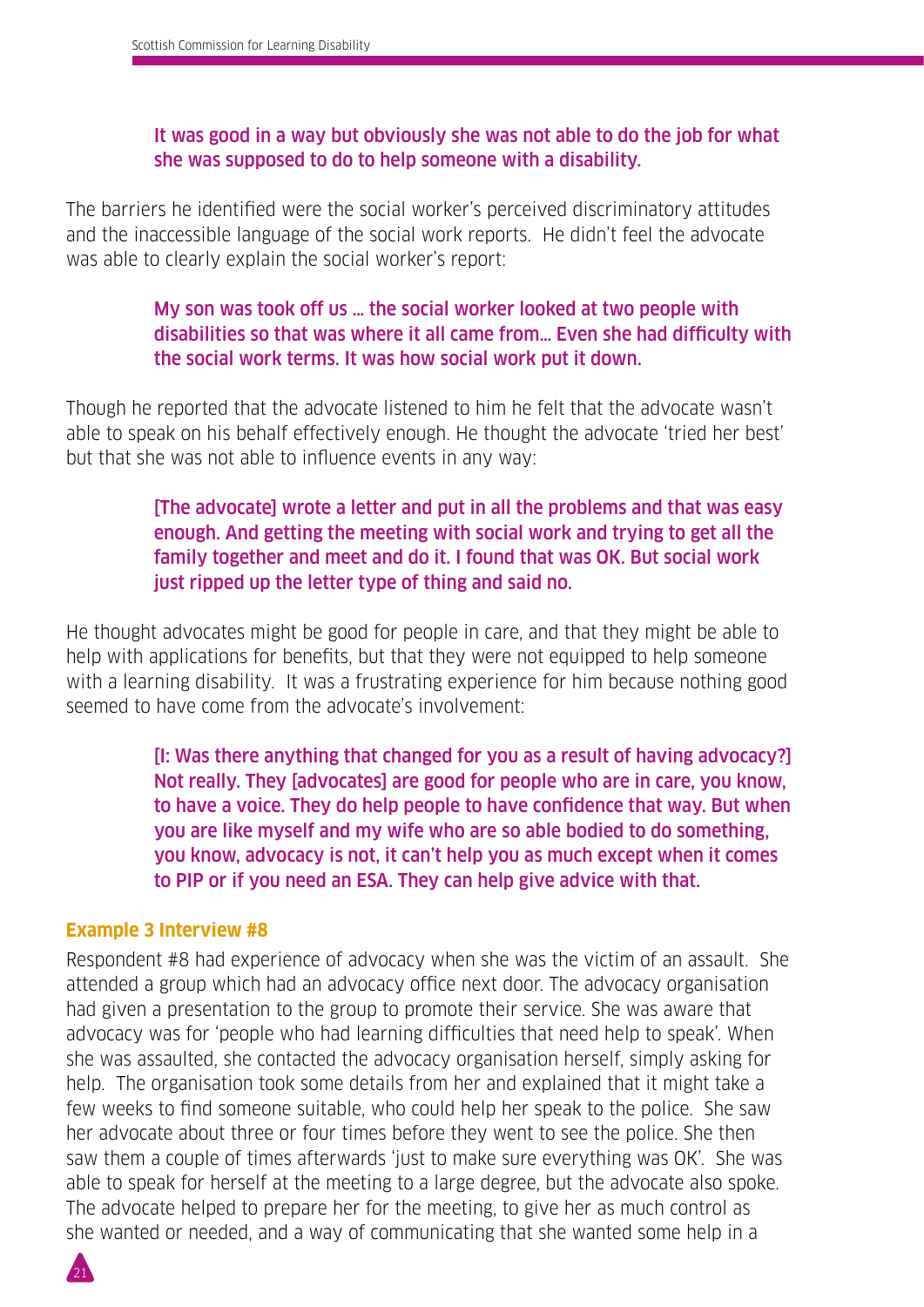> It was good in a way but obviously she was not able to do the job for what she was supposed to do to help someone with a disability.

The barriers he identified were the social worker's perceived discriminatory attitudes and the inaccessible language of the social work reports. He didn't feel the advocate was able to clearly explain the social worker's report:

> My son was took off us … the social worker looked at two people with disabilities so that was where it all came from… Even she had difficulty with the social work terms. It was how social work put it down.

Though he reported that the advocate listened to him he felt that the advocate wasn't able to speak on his behalf effectively enough. He thought the advocate 'tried her best' but that she was not able to influence events in any way:

> [The advocate] wrote a letter and put in all the problems and that was easy enough. And getting the meeting with social work and trying to get all the family together and meet and do it. I found that was OK. But social work just ripped up the letter type of thing and said no.

He thought advocates might be good for people in care, and that they might be able to help with applications for benefits, but that they were not equipped to help someone with a learning disability. It was a frustrating experience for him because nothing good seemed to have come from the advocate's involvement:

> [I: Was there anything that changed for you as a result of having advocacy?] Not really. They [advocates] are good for people who are in care, you know, to have a voice. They do help people to have confidence that way. But when you are like myself and my wife who are so able bodied to do something, you know, advocacy is not, it can't help you as much except when it comes to PIP or if you need an ESA. They can help give advice with that.

**Example 3 Interview #8**

Respondent #8 had experience of advocacy when she was the victim of an assault. She attended a group which had an advocacy office next door. The advocacy organisation had given a presentation to the group to promote their service. She was aware that advocacy was for 'people who had learning difficulties that need help to speak'. When she was assaulted, she contacted the advocacy organisation herself, simply asking for help. The organisation took some details from her and explained that it might take a few weeks to find someone suitable, who could help her speak to the police. She saw her advocate about three or four times before they went to see the police. She then saw them a couple of times afterwards 'just to make sure everything was OK'. She was able to speak for herself at the meeting to a large degree, but the advocate also spoke. The advocate helped to prepare her for the meeting, to give her as much control as she wanted or needed, and a way of communicating that she wanted some help in a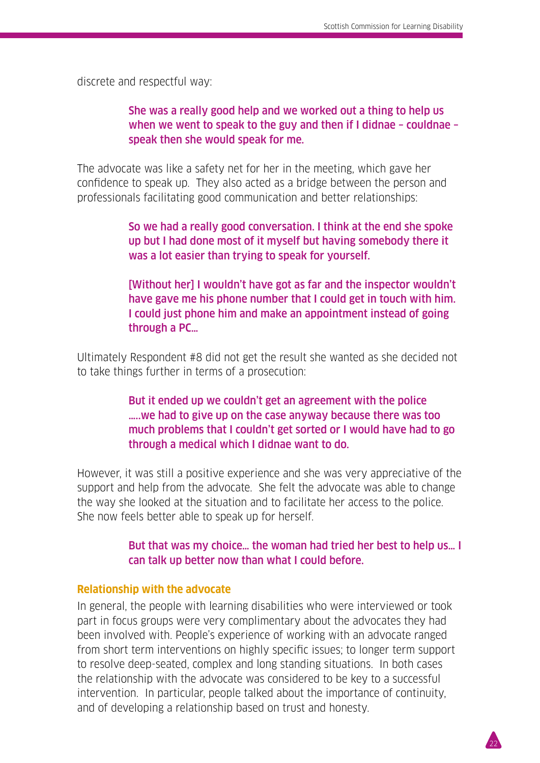discrete and respectful way:

> **She was a really good help and we worked out a thing to help us when we went to speak to the guy and then if I didnae – couldnae – speak then she would speak for me.**

The advocate was like a safety net for her in the meeting, which gave her confidence to speak up. They also acted as a bridge between the person and professionals facilitating good communication and better relationships:

> **So we had a really good conversation. I think at the end she spoke up but I had done most of it myself but having somebody there it was a lot easier than trying to speak for yourself.**

> **[Without her] I wouldn't have got as far and the inspector wouldn't have gave me his phone number that I could get in touch with him. I could just phone him and make an appointment instead of going through a PC...**

Ultimately Respondent #8 did not get the result she wanted as she decided not to take things further in terms of a prosecution:

> **But it ended up we couldn't get an agreement with the police .....we had to give up on the case anyway because there was too much problems that I couldn't get sorted or I would have had to go through a medical which I didnae want to do.**

However, it was still a positive experience and she was very appreciative of the support and help from the advocate. She felt the advocate was able to change the way she looked at the situation and to facilitate her access to the police. She now feels better able to speak up for herself.

> **But that was my choice... the woman had tried her best to help us... I can talk up better now than what I could before.**

### Relationship with the advocate

In general, the people with learning disabilities who were interviewed or took part in focus groups were very complimentary about the advocates they had been involved with. People's experience of working with an advocate ranged from short term interventions on highly specific issues; to longer term support to resolve deep-seated, complex and long standing situations. In both cases the relationship with the advocate was considered to be key to a successful intervention. In particular, people talked about the importance of continuity, and of developing a relationship based on trust and honesty.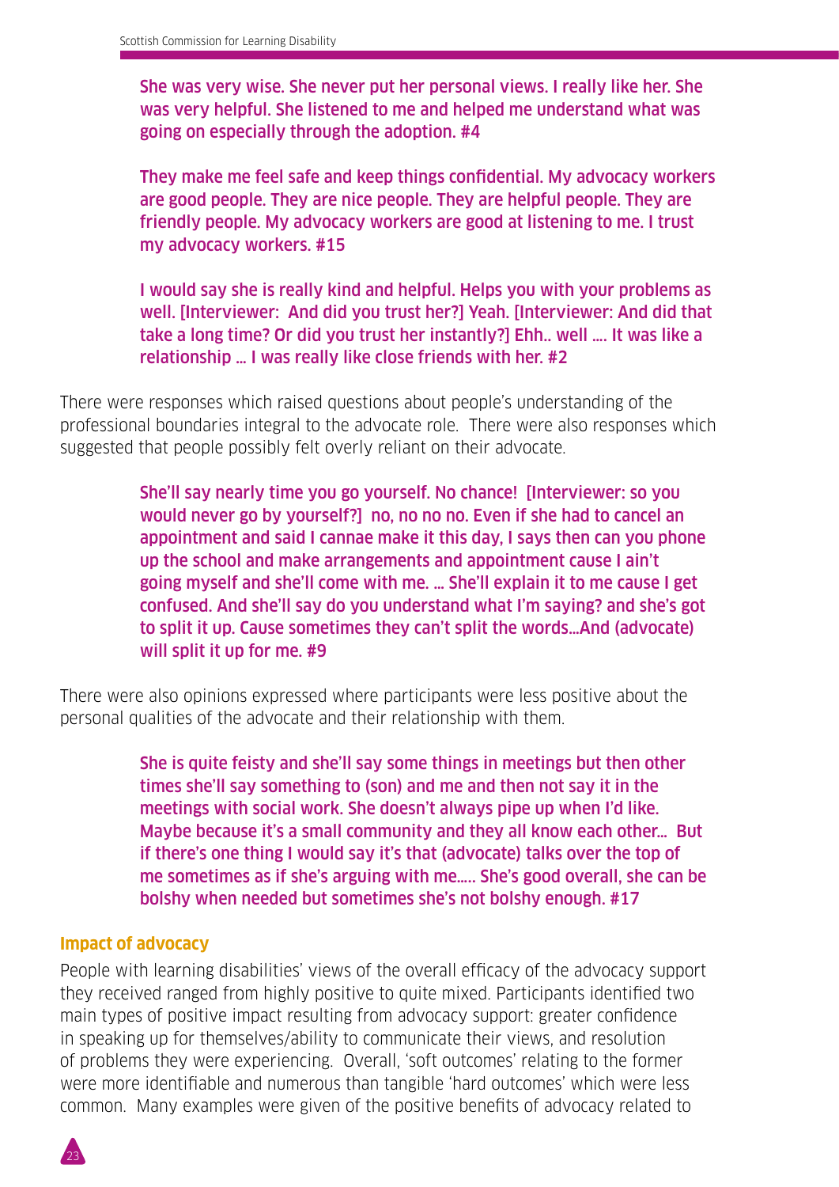She was very wise. She never put her personal views. I really like her. She was very helpful. She listened to me and helped me understand what was going on especially through the adoption. #4

They make me feel safe and keep things confidential. My advocacy workers are good people. They are nice people. They are helpful people. They are friendly people. My advocacy workers are good at listening to me. I trust my advocacy workers. #15

I would say she is really kind and helpful. Helps you with your problems as well. [Interviewer: And did you trust her?] Yeah. [Interviewer: And did that take a long time? Or did you trust her instantly?] Ehh.. well …. It was like a relationship … I was really like close friends with her. #2

There were responses which raised questions about people's understanding of the professional boundaries integral to the advocate role. There were also responses which suggested that people possibly felt overly reliant on their advocate.

She'll say nearly time you go yourself. No chance! [Interviewer: so you would never go by yourself?] no, no no no. Even if she had to cancel an appointment and said I cannae make it this day, I says then can you phone up the school and make arrangements and appointment cause I ain't going myself and she'll come with me. … She'll explain it to me cause I get confused. And she'll say do you understand what I'm saying? and she's got to split it up. Cause sometimes they can't split the words…And (advocate) will split it up for me. #9

There were also opinions expressed where participants were less positive about the personal qualities of the advocate and their relationship with them.

She is quite feisty and she'll say some things in meetings but then other times she'll say something to (son) and me and then not say it in the meetings with social work. She doesn't always pipe up when I'd like. Maybe because it's a small community and they all know each other… But if there's one thing I would say it's that (advocate) talks over the top of me sometimes as if she's arguing with me….. She's good overall, she can be bolshy when needed but sometimes she's not bolshy enough. #17

## Impact of advocacy

People with learning disabilities' views of the overall efficacy of the advocacy support they received ranged from highly positive to quite mixed. Participants identified two main types of positive impact resulting from advocacy support: greater confidence in speaking up for themselves/ability to communicate their views, and resolution of problems they were experiencing. Overall, 'soft outcomes' relating to the former were more identifiable and numerous than tangible 'hard outcomes' which were less common. Many examples were given of the positive benefits of advocacy related to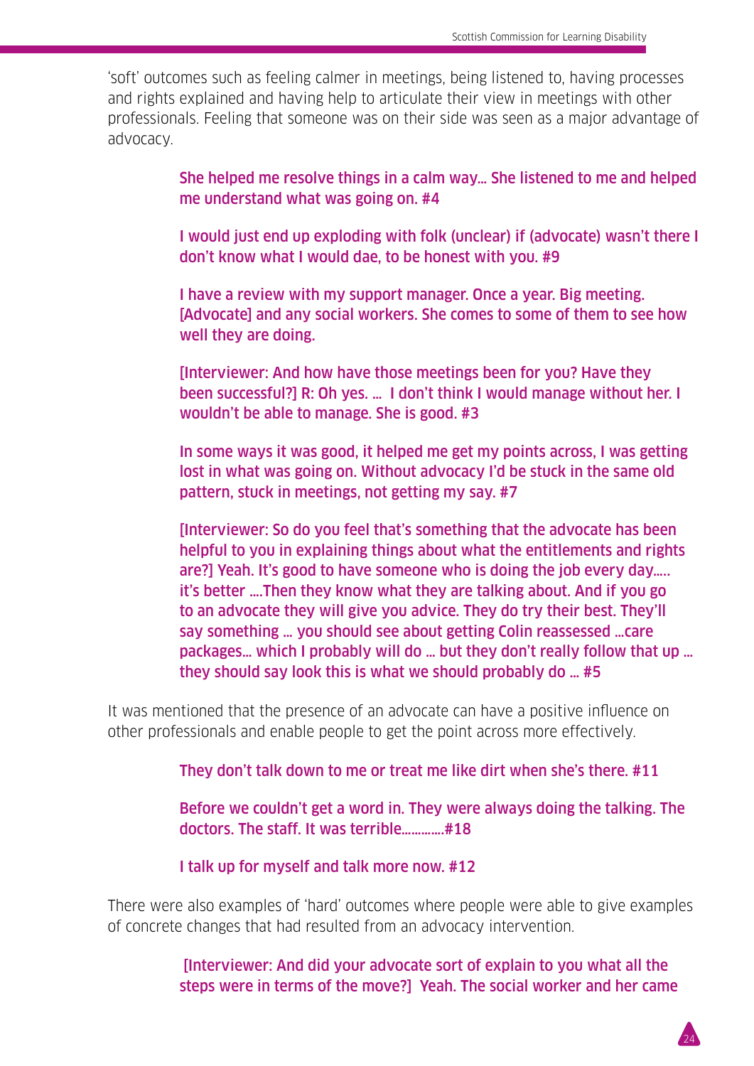'soft' outcomes such as feeling calmer in meetings, being listened to, having processes and rights explained and having help to articulate their view in meetings with other professionals. Feeling that someone was on their side was seen as a major advantage of advocacy.

> She helped me resolve things in a calm way… She listened to me and helped me understand what was going on. #4

> I would just end up exploding with folk (unclear) if (advocate) wasn't there I don't know what I would dae, to be honest with you. #9

> I have a review with my support manager. Once a year. Big meeting. [Advocate] and any social workers. She comes to some of them to see how well they are doing.

> [Interviewer: And how have those meetings been for you? Have they been successful?] R: Oh yes. … I don't think I would manage without her. I wouldn't be able to manage. She is good. #3

> In some ways it was good, it helped me get my points across, I was getting lost in what was going on. Without advocacy I'd be stuck in the same old pattern, stuck in meetings, not getting my say. #7

> [Interviewer: So do you feel that's something that the advocate has been helpful to you in explaining things about what the entitlements and rights are?] Yeah. It's good to have someone who is doing the job every day….. it's better ….Then they know what they are talking about. And if you go to an advocate they will give you advice. They do try their best. They'll say something … you should see about getting Colin reassessed …care packages… which I probably will do … but they don't really follow that up … they should say look this is what we should probably do … #5

It was mentioned that the presence of an advocate can have a positive influence on other professionals and enable people to get the point across more effectively.

> They don't talk down to me or treat me like dirt when she's there. #11

> Before we couldn't get a word in. They were always doing the talking. The doctors. The staff. It was terrible………….#18

> I talk up for myself and talk more now. #12

There were also examples of 'hard' outcomes where people were able to give examples of concrete changes that had resulted from an advocacy intervention.

> [Interviewer: And did your advocate sort of explain to you what all the steps were in terms of the move?] Yeah. The social worker and her came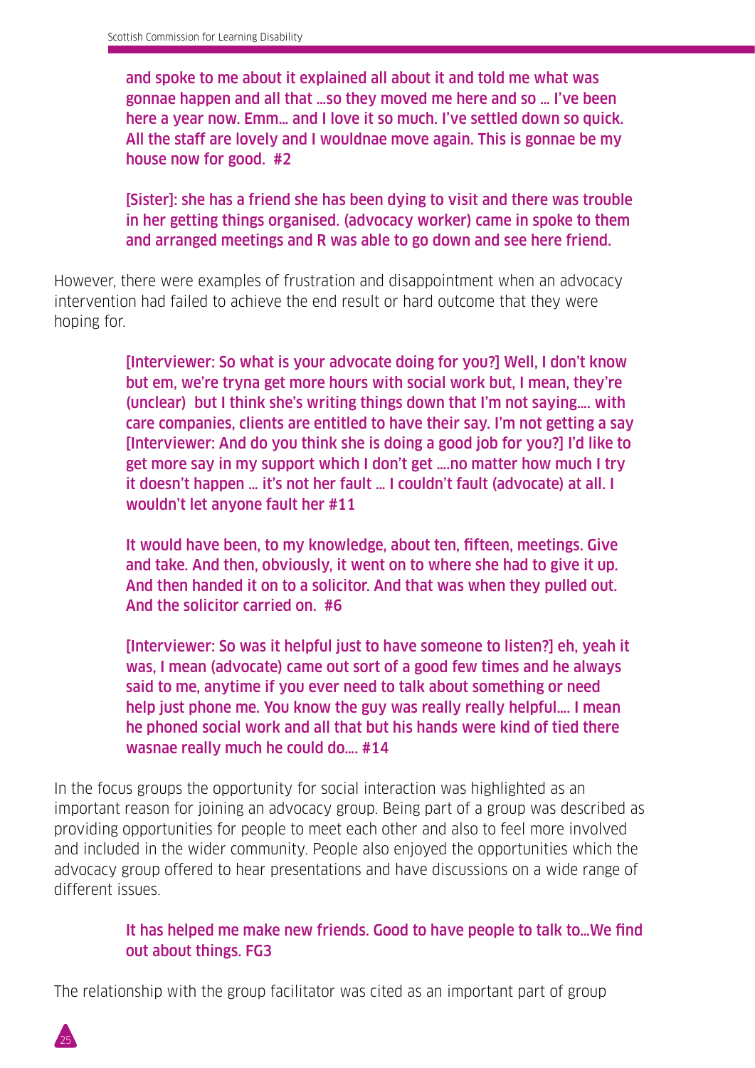and spoke to me about it explained all about it and told me what was gonnae happen and all that ...so they moved me here and so ... I've been here a year now. Emm... and I love it so much. I've settled down so quick. All the staff are lovely and I wouldnae move again. This is gonnae be my house now for good. #2

[Sister]: she has a friend she has been dying to visit and there was trouble in her getting things organised. (advocacy worker) came in spoke to them and arranged meetings and R was able to go down and see here friend.

However, there were examples of frustration and disappointment when an advocacy intervention had failed to achieve the end result or hard outcome that they were hoping for.

[Interviewer: So what is your advocate doing for you?] Well, I don't know but em, we're tryna get more hours with social work but, I mean, they're (unclear) but I think she's writing things down that I'm not saying.... with care companies, clients are entitled to have their say. I'm not getting a say [Interviewer: And do you think she is doing a good job for you?] I'd like to get more say in my support which I don't get ....no matter how much I try it doesn't happen ... it's not her fault ... I couldn't fault (advocate) at all. I wouldn't let anyone fault her #11

It would have been, to my knowledge, about ten, fifteen, meetings. Give and take. And then, obviously, it went on to where she had to give it up. And then handed it on to a solicitor. And that was when they pulled out. And the solicitor carried on. #6

[Interviewer: So was it helpful just to have someone to listen?] eh, yeah it was, I mean (advocate) came out sort of a good few times and he always said to me, anytime if you ever need to talk about something or need help just phone me. You know the guy was really really helpful.... I mean he phoned social work and all that but his hands were kind of tied there wasnae really much he could do.... #14

In the focus groups the opportunity for social interaction was highlighted as an important reason for joining an advocacy group. Being part of a group was described as providing opportunities for people to meet each other and also to feel more involved and included in the wider community. People also enjoyed the opportunities which the advocacy group offered to hear presentations and have discussions on a wide range of different issues.

It has helped me make new friends. Good to have people to talk to...We find out about things. FG3

The relationship with the group facilitator was cited as an important part of group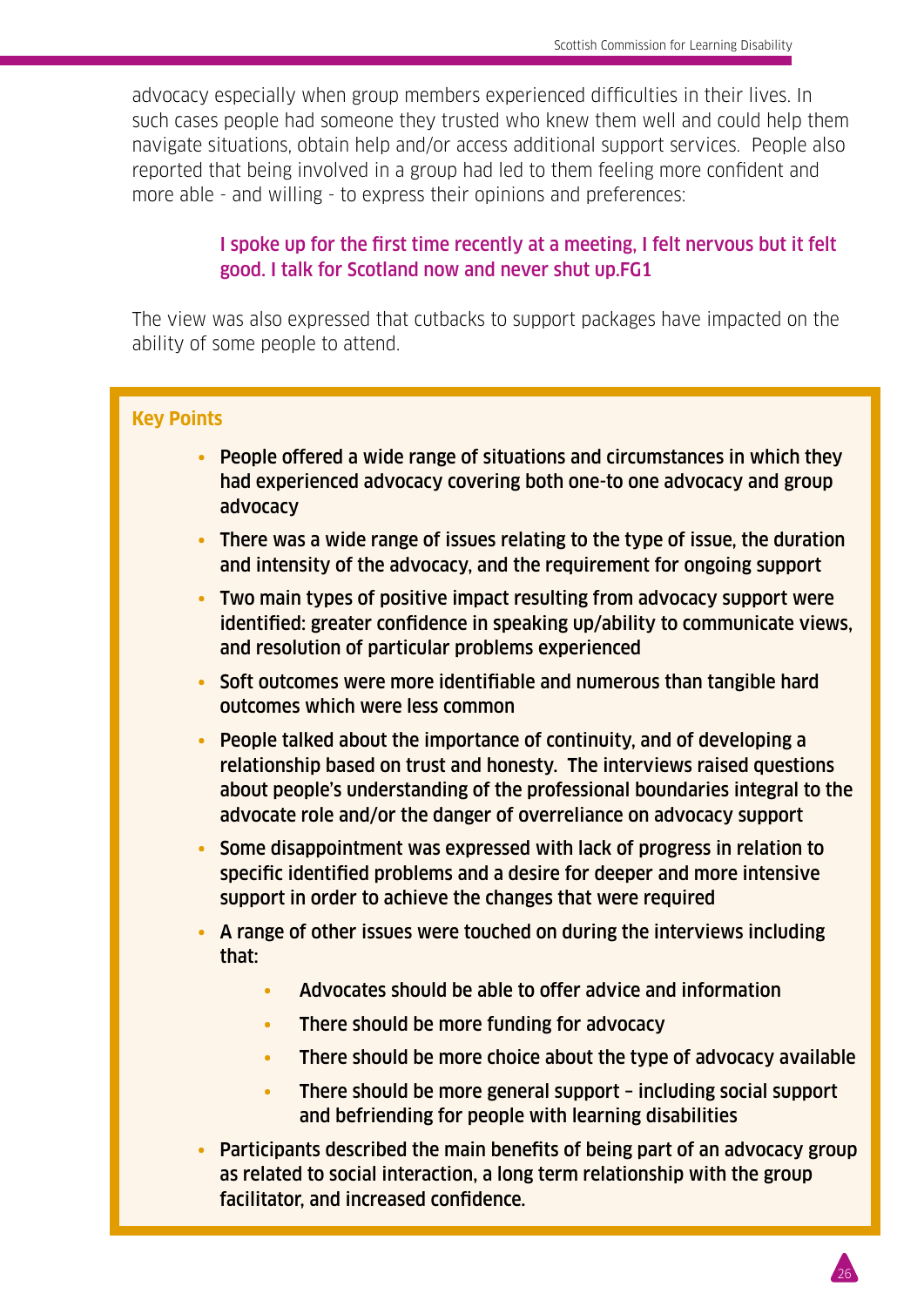advocacy especially when group members experienced difficulties in their lives. In such cases people had someone they trusted who knew them well and could help them navigate situations, obtain help and/or access additional support services. People also reported that being involved in a group had led to them feeling more confident and more able - and willing - to express their opinions and preferences:

> I spoke up for the first time recently at a meeting, I felt nervous but it felt good. I talk for Scotland now and never shut up.FG1

The view was also expressed that cutbacks to support packages have impacted on the ability of some people to attend.

**Key Points**

- People offered a wide range of situations and circumstances in which they had experienced advocacy covering both one-to one advocacy and group advocacy
- There was a wide range of issues relating to the type of issue, the duration and intensity of the advocacy, and the requirement for ongoing support
- Two main types of positive impact resulting from advocacy support were identified: greater confidence in speaking up/ability to communicate views, and resolution of particular problems experienced
- Soft outcomes were more identifiable and numerous than tangible hard outcomes which were less common
- People talked about the importance of continuity, and of developing a relationship based on trust and honesty. The interviews raised questions about people's understanding of the professional boundaries integral to the advocate role and/or the danger of overreliance on advocacy support
- Some disappointment was expressed with lack of progress in relation to specific identified problems and a desire for deeper and more intensive support in order to achieve the changes that were required
- A range of other issues were touched on during the interviews including that:
    - Advocates should be able to offer advice and information
    - There should be more funding for advocacy
    - There should be more choice about the type of advocacy available
    - There should be more general support – including social support and befriending for people with learning disabilities
- Participants described the main benefits of being part of an advocacy group as related to social interaction, a long term relationship with the group facilitator, and increased confidence.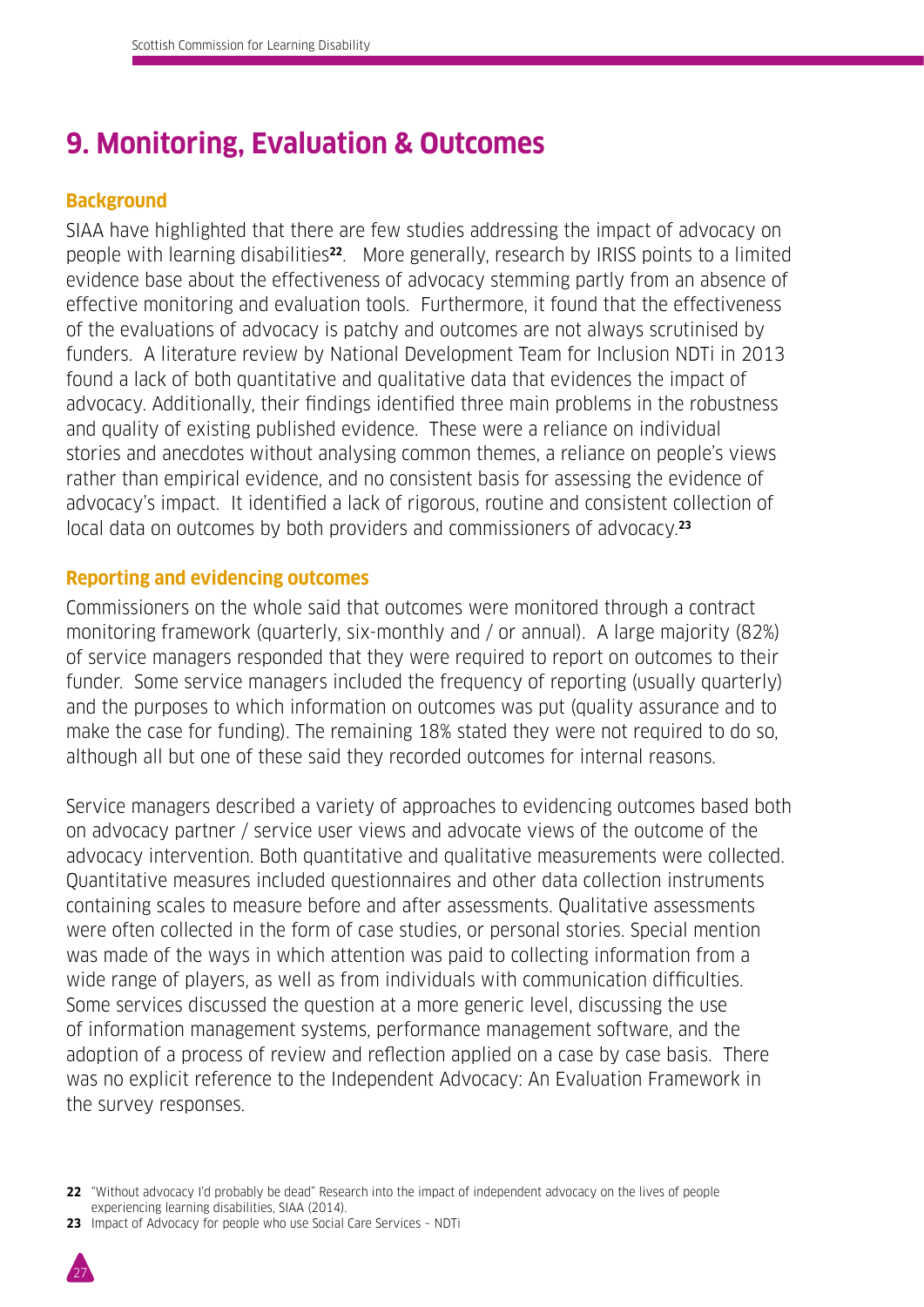# 9. Monitoring, Evaluation & Outcomes

### Background

SIAA have highlighted that there are few studies addressing the impact of advocacy on people with learning disabilities[22]. More generally, research by IRISS points to a limited evidence base about the effectiveness of advocacy stemming partly from an absence of effective monitoring and evaluation tools. Furthermore, it found that the effectiveness of the evaluations of advocacy is patchy and outcomes are not always scrutinised by funders. A literature review by National Development Team for Inclusion NDTi in 2013 found a lack of both quantitative and qualitative data that evidences the impact of advocacy. Additionally, their findings identified three main problems in the robustness and quality of existing published evidence. These were a reliance on individual stories and anecdotes without analysing common themes, a reliance on people's views rather than empirical evidence, and no consistent basis for assessing the evidence of advocacy's impact. It identified a lack of rigorous, routine and consistent collection of local data on outcomes by both providers and commissioners of advocacy.[23]

### Reporting and evidencing outcomes

Commissioners on the whole said that outcomes were monitored through a contract monitoring framework (quarterly, six-monthly and / or annual). A large majority (82%) of service managers responded that they were required to report on outcomes to their funder. Some service managers included the frequency of reporting (usually quarterly) and the purposes to which information on outcomes was put (quality assurance and to make the case for funding). The remaining 18% stated they were not required to do so, although all but one of these said they recorded outcomes for internal reasons.

Service managers described a variety of approaches to evidencing outcomes based both on advocacy partner / service user views and advocate views of the outcome of the advocacy intervention. Both quantitative and qualitative measurements were collected. Quantitative measures included questionnaires and other data collection instruments containing scales to measure before and after assessments. Qualitative assessments were often collected in the form of case studies, or personal stories. Special mention was made of the ways in which attention was paid to collecting information from a wide range of players, as well as from individuals with communication difficulties. Some services discussed the question at a more generic level, discussing the use of information management systems, performance management software, and the adoption of a process of review and reflection applied on a case by case basis. There was no explicit reference to the Independent Advocacy: An Evaluation Framework in the survey responses.

**22** "Without advocacy I'd probably be dead" Research into the impact of independent advocacy on the lives of people experiencing learning disabilities, SIAA (2014).

**23** Impact of Advocacy for people who use Social Care Services – NDTi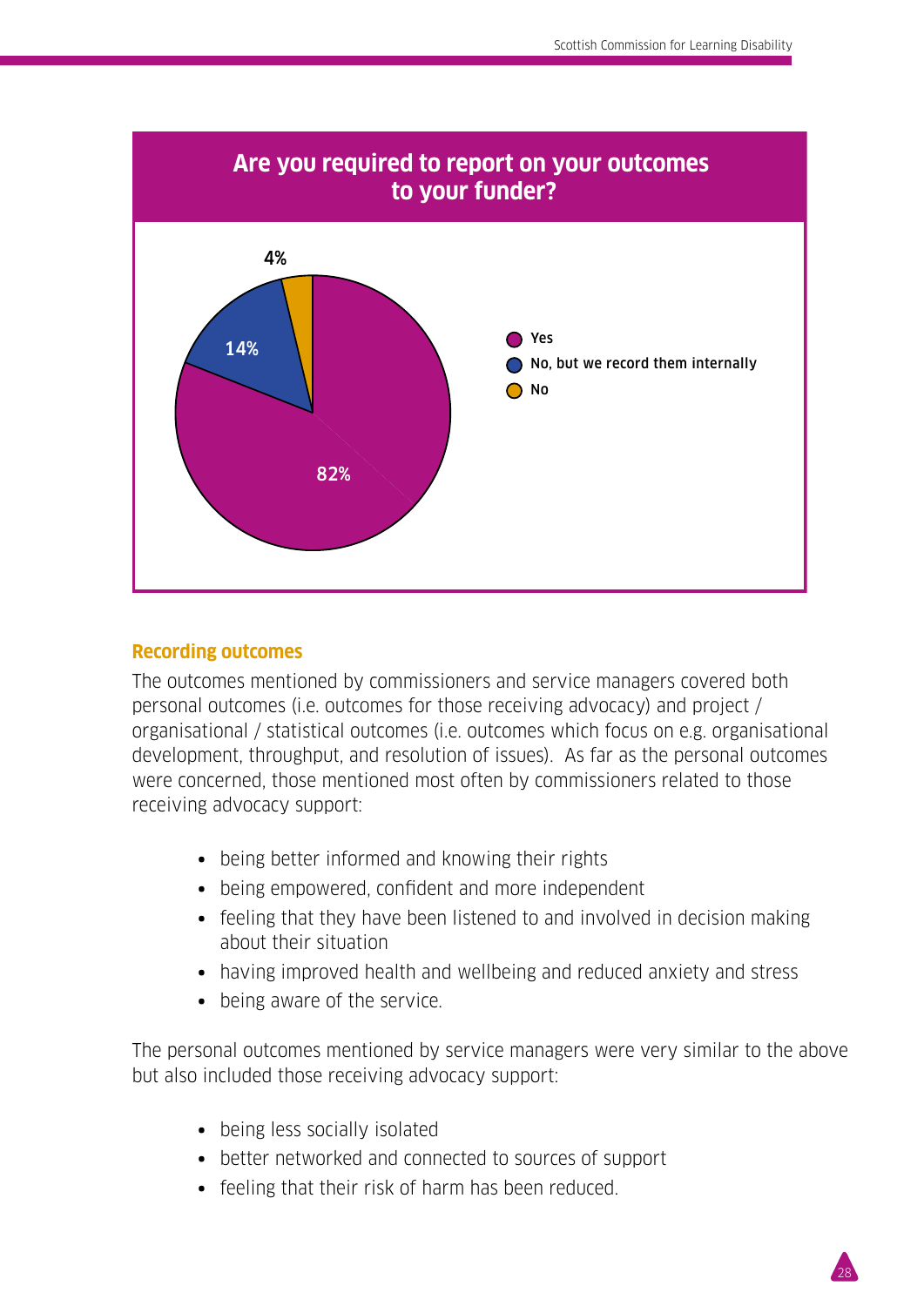**Are you required to report on your outcomes to your funder?**

4%

14%

82%

Yes

No, but we record them internally

No

## Recording outcomes

The outcomes mentioned by commissioners and service managers covered both personal outcomes (i.e. outcomes for those receiving advocacy) and project / organisational / statistical outcomes (i.e. outcomes which focus on e.g. organisational development, throughput, and resolution of issues). As far as the personal outcomes were concerned, those mentioned most often by commissioners related to those receiving advocacy support:

- being better informed and knowing their rights
- being empowered, confident and more independent
- feeling that they have been listened to and involved in decision making about their situation
- having improved health and wellbeing and reduced anxiety and stress
- being aware of the service.

The personal outcomes mentioned by service managers were very similar to the above but also included those receiving advocacy support:

- being less socially isolated
- better networked and connected to sources of support
- feeling that their risk of harm has been reduced.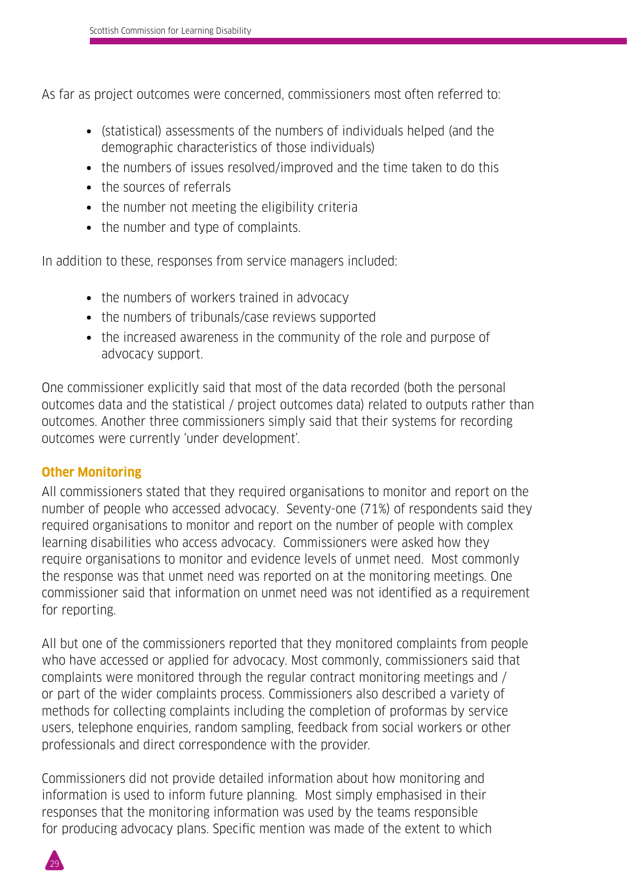As far as project outcomes were concerned, commissioners most often referred to:

- (statistical) assessments of the numbers of individuals helped (and the demographic characteristics of those individuals)
- the numbers of issues resolved/improved and the time taken to do this
- the sources of referrals
- the number not meeting the eligibility criteria
- the number and type of complaints.

In addition to these, responses from service managers included:

- the numbers of workers trained in advocacy
- the numbers of tribunals/case reviews supported
- the increased awareness in the community of the role and purpose of advocacy support.

One commissioner explicitly said that most of the data recorded (both the personal outcomes data and the statistical / project outcomes data) related to outputs rather than outcomes. Another three commissioners simply said that their systems for recording outcomes were currently 'under development'.

### Other Monitoring

All commissioners stated that they required organisations to monitor and report on the number of people who accessed advocacy. Seventy-one (71%) of respondents said they required organisations to monitor and report on the number of people with complex learning disabilities who access advocacy. Commissioners were asked how they require organisations to monitor and evidence levels of unmet need. Most commonly the response was that unmet need was reported on at the monitoring meetings. One commissioner said that information on unmet need was not identified as a requirement for reporting.

All but one of the commissioners reported that they monitored complaints from people who have accessed or applied for advocacy. Most commonly, commissioners said that complaints were monitored through the regular contract monitoring meetings and / or part of the wider complaints process. Commissioners also described a variety of methods for collecting complaints including the completion of proformas by service users, telephone enquiries, random sampling, feedback from social workers or other professionals and direct correspondence with the provider.

Commissioners did not provide detailed information about how monitoring and information is used to inform future planning. Most simply emphasised in their responses that the monitoring information was used by the teams responsible for producing advocacy plans. Specific mention was made of the extent to which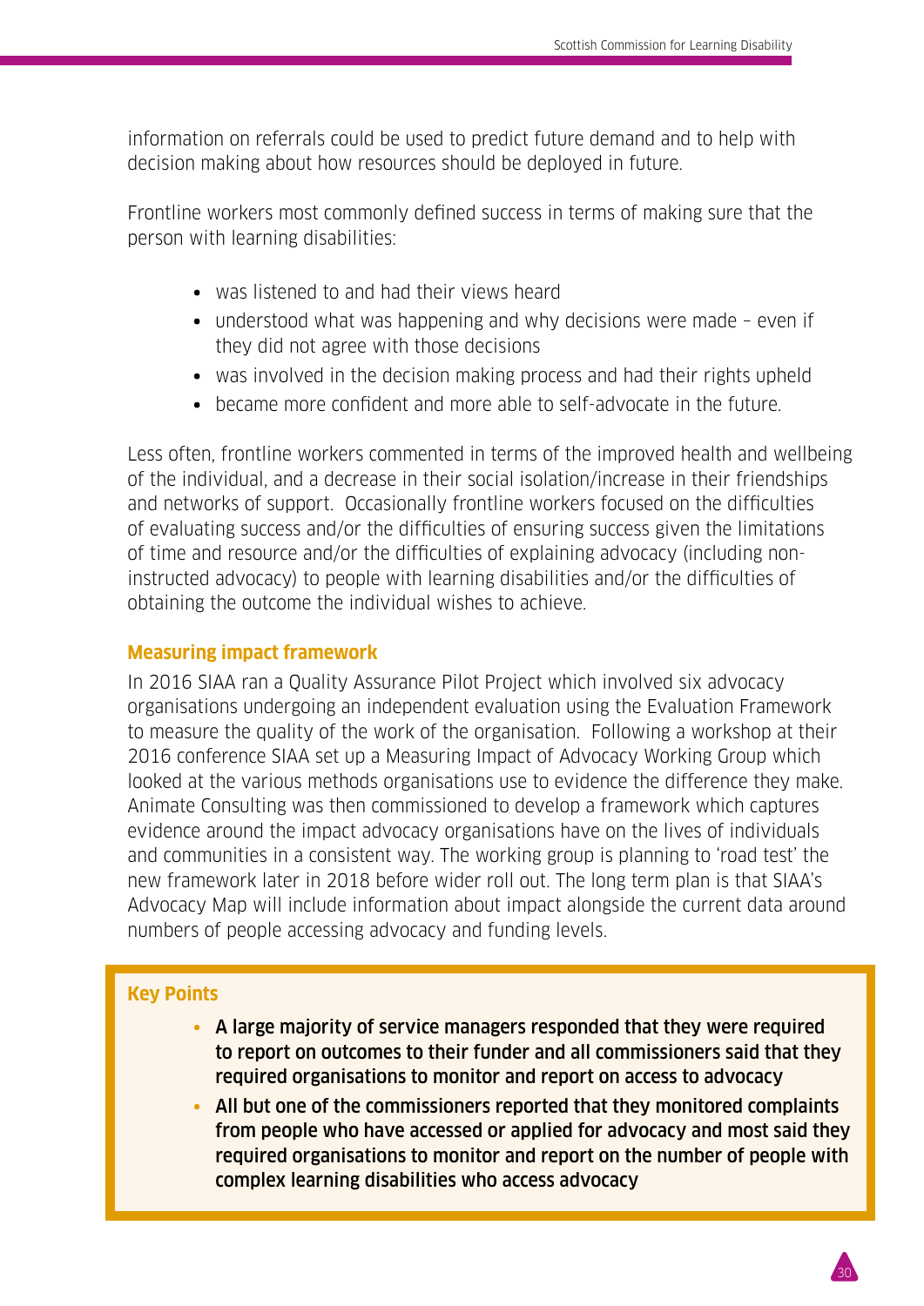information on referrals could be used to predict future demand and to help with decision making about how resources should be deployed in future.

Frontline workers most commonly defined success in terms of making sure that the person with learning disabilities:

- was listened to and had their views heard
- understood what was happening and why decisions were made – even if they did not agree with those decisions
- was involved in the decision making process and had their rights upheld
- became more confident and more able to self-advocate in the future.

Less often, frontline workers commented in terms of the improved health and wellbeing of the individual, and a decrease in their social isolation/increase in their friendships and networks of support. Occasionally frontline workers focused on the difficulties of evaluating success and/or the difficulties of ensuring success given the limitations of time and resource and/or the difficulties of explaining advocacy (including non-instructed advocacy) to people with learning disabilities and/or the difficulties of obtaining the outcome the individual wishes to achieve.

### Measuring impact framework

In 2016 SIAA ran a Quality Assurance Pilot Project which involved six advocacy organisations undergoing an independent evaluation using the Evaluation Framework to measure the quality of the work of the organisation. Following a workshop at their 2016 conference SIAA set up a Measuring Impact of Advocacy Working Group which looked at the various methods organisations use to evidence the difference they make. Animate Consulting was then commissioned to develop a framework which captures evidence around the impact advocacy organisations have on the lives of individuals and communities in a consistent way. The working group is planning to 'road test' the new framework later in 2018 before wider roll out. The long term plan is that SIAA's Advocacy Map will include information about impact alongside the current data around numbers of people accessing advocacy and funding levels.

### Key Points

- **A large majority of service managers responded that they were required to report on outcomes to their funder and all commissioners said that they required organisations to monitor and report on access to advocacy**
- **All but one of the commissioners reported that they monitored complaints from people who have accessed or applied for advocacy and most said they required organisations to monitor and report on the number of people with complex learning disabilities who access advocacy**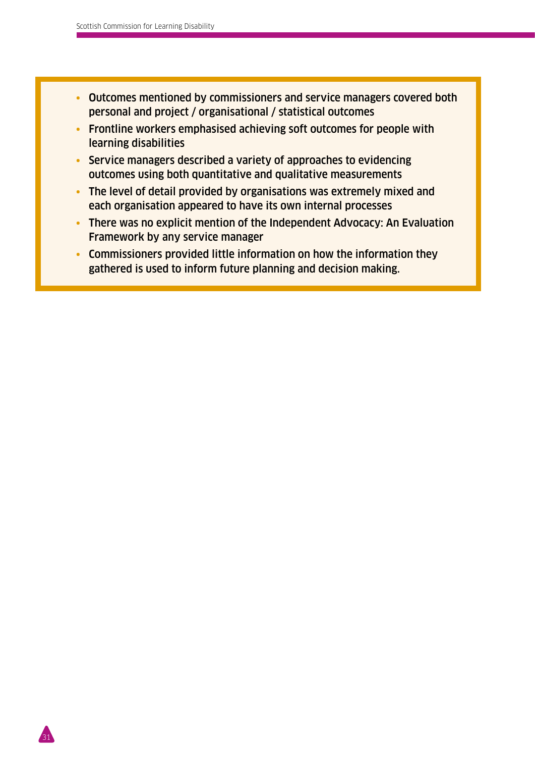- Outcomes mentioned by commissioners and service managers covered both personal and project / organisational / statistical outcomes
- Frontline workers emphasised achieving soft outcomes for people with learning disabilities
- Service managers described a variety of approaches to evidencing outcomes using both quantitative and qualitative measurements
- The level of detail provided by organisations was extremely mixed and each organisation appeared to have its own internal processes
- There was no explicit mention of the Independent Advocacy: An Evaluation Framework by any service manager
- Commissioners provided little information on how the information they gathered is used to inform future planning and decision making.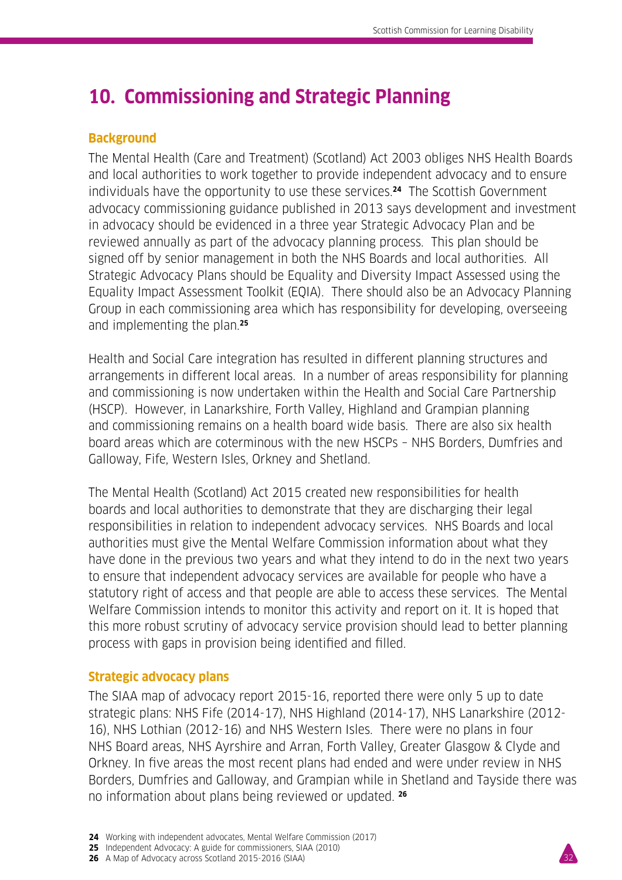# 10. Commissioning and Strategic Planning

### Background

The Mental Health (Care and Treatment) (Scotland) Act 2003 obliges NHS Health Boards and local authorities to work together to provide independent advocacy and to ensure individuals have the opportunity to use these services.[24] The Scottish Government advocacy commissioning guidance published in 2013 says development and investment in advocacy should be evidenced in a three year Strategic Advocacy Plan and be reviewed annually as part of the advocacy planning process. This plan should be signed off by senior management in both the NHS Boards and local authorities. All Strategic Advocacy Plans should be Equality and Diversity Impact Assessed using the Equality Impact Assessment Toolkit (EQIA). There should also be an Advocacy Planning Group in each commissioning area which has responsibility for developing, overseeing and implementing the plan.[25]

Health and Social Care integration has resulted in different planning structures and arrangements in different local areas. In a number of areas responsibility for planning and commissioning is now undertaken within the Health and Social Care Partnership (HSCP). However, in Lanarkshire, Forth Valley, Highland and Grampian planning and commissioning remains on a health board wide basis. There are also six health board areas which are coterminous with the new HSCPs – NHS Borders, Dumfries and Galloway, Fife, Western Isles, Orkney and Shetland.

The Mental Health (Scotland) Act 2015 created new responsibilities for health boards and local authorities to demonstrate that they are discharging their legal responsibilities in relation to independent advocacy services. NHS Boards and local authorities must give the Mental Welfare Commission information about what they have done in the previous two years and what they intend to do in the next two years to ensure that independent advocacy services are available for people who have a statutory right of access and that people are able to access these services. The Mental Welfare Commission intends to monitor this activity and report on it. It is hoped that this more robust scrutiny of advocacy service provision should lead to better planning process with gaps in provision being identified and filled.

### Strategic advocacy plans

The SIAA map of advocacy report 2015-16, reported there were only 5 up to date strategic plans: NHS Fife (2014-17), NHS Highland (2014-17), NHS Lanarkshire (2012-16), NHS Lothian (2012-16) and NHS Western Isles. There were no plans in four NHS Board areas, NHS Ayrshire and Arran, Forth Valley, Greater Glasgow & Clyde and Orkney. In five areas the most recent plans had ended and were under review in NHS Borders, Dumfries and Galloway, and Grampian while in Shetland and Tayside there was no information about plans being reviewed or updated.[26]

**24** Working with independent advocates, Mental Welfare Commission (2017)
**25** Independent Advocacy: A guide for commissioners, SIAA (2010)
**26** A Map of Advocacy across Scotland 2015-2016 (SIAA)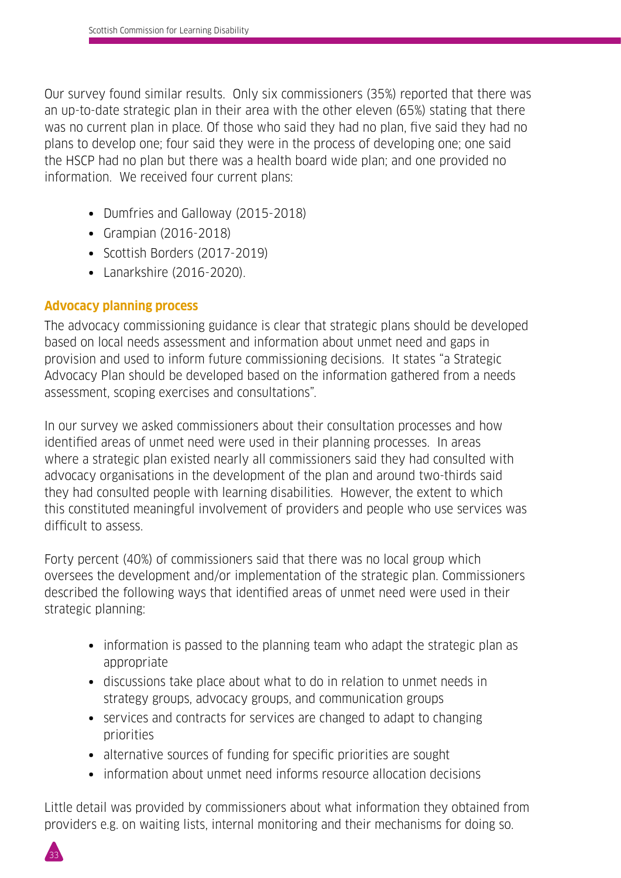Our survey found similar results. Only six commissioners (35%) reported that there was an up-to-date strategic plan in their area with the other eleven (65%) stating that there was no current plan in place. Of those who said they had no plan, five said they had no plans to develop one; four said they were in the process of developing one; one said the HSCP had no plan but there was a health board wide plan; and one provided no information. We received four current plans:

- Dumfries and Galloway (2015-2018)
- Grampian (2016-2018)
- Scottish Borders (2017-2019)
- Lanarkshire (2016-2020).

### Advocacy planning process

The advocacy commissioning guidance is clear that strategic plans should be developed based on local needs assessment and information about unmet need and gaps in provision and used to inform future commissioning decisions. It states "a Strategic Advocacy Plan should be developed based on the information gathered from a needs assessment, scoping exercises and consultations".

In our survey we asked commissioners about their consultation processes and how identified areas of unmet need were used in their planning processes. In areas where a strategic plan existed nearly all commissioners said they had consulted with advocacy organisations in the development of the plan and around two-thirds said they had consulted people with learning disabilities. However, the extent to which this constituted meaningful involvement of providers and people who use services was difficult to assess.

Forty percent (40%) of commissioners said that there was no local group which oversees the development and/or implementation of the strategic plan. Commissioners described the following ways that identified areas of unmet need were used in their strategic planning:

- information is passed to the planning team who adapt the strategic plan as appropriate
- discussions take place about what to do in relation to unmet needs in strategy groups, advocacy groups, and communication groups
- services and contracts for services are changed to adapt to changing priorities
- alternative sources of funding for specific priorities are sought
- information about unmet need informs resource allocation decisions

Little detail was provided by commissioners about what information they obtained from providers e.g. on waiting lists, internal monitoring and their mechanisms for doing so.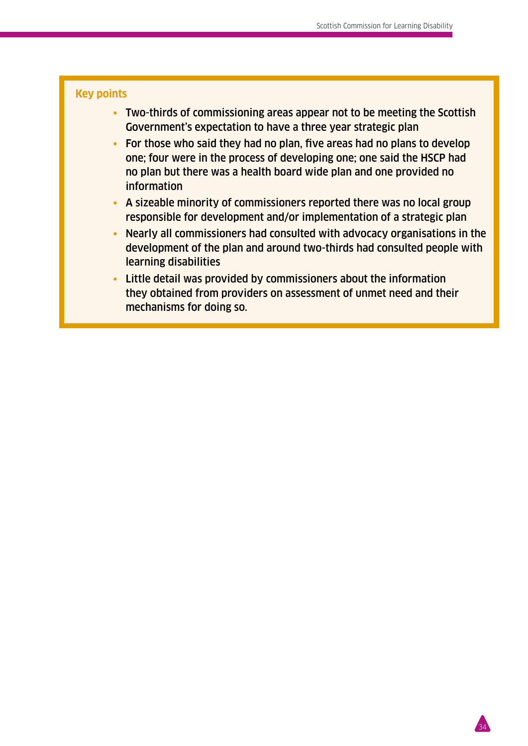### Key points

- Two-thirds of commissioning areas appear not to be meeting the Scottish Government's expectation to have a three year strategic plan
- For those who said they had no plan, five areas had no plans to develop one; four were in the process of developing one; one said the HSCP had no plan but there was a health board wide plan and one provided no information
- A sizeable minority of commissioners reported there was no local group responsible for development and/or implementation of a strategic plan
- Nearly all commissioners had consulted with advocacy organisations in the development of the plan and around two-thirds had consulted people with learning disabilities
- Little detail was provided by commissioners about the information they obtained from providers on assessment of unmet need and their mechanisms for doing so.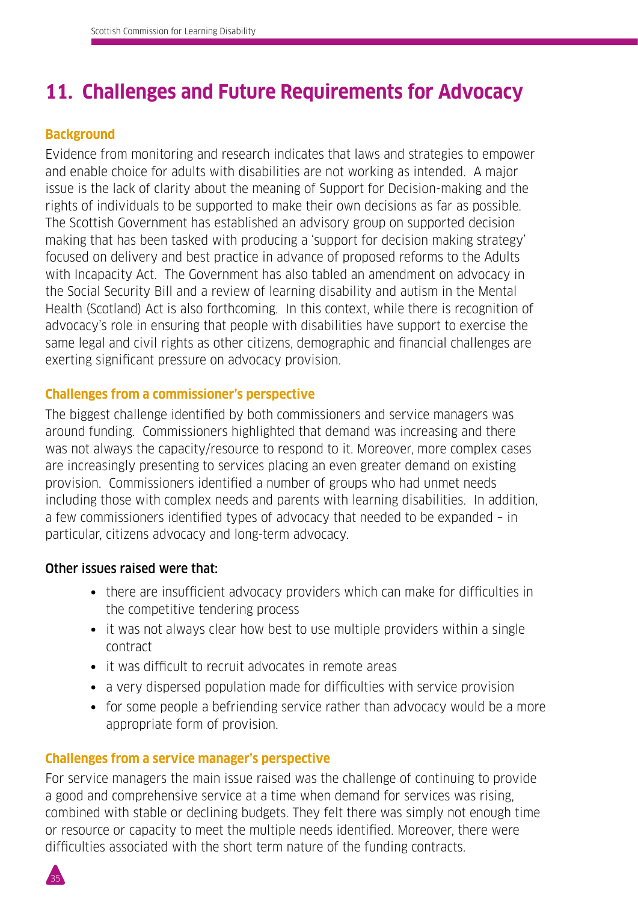# 11. Challenges and Future Requirements for Advocacy

### Background

Evidence from monitoring and research indicates that laws and strategies to empower and enable choice for adults with disabilities are not working as intended. A major issue is the lack of clarity about the meaning of Support for Decision-making and the rights of individuals to be supported to make their own decisions as far as possible. The Scottish Government has established an advisory group on supported decision making that has been tasked with producing a 'support for decision making strategy' focused on delivery and best practice in advance of proposed reforms to the Adults with Incapacity Act. The Government has also tabled an amendment on advocacy in the Social Security Bill and a review of learning disability and autism in the Mental Health (Scotland) Act is also forthcoming. In this context, while there is recognition of advocacy's role in ensuring that people with disabilities have support to exercise the same legal and civil rights as other citizens, demographic and financial challenges are exerting significant pressure on advocacy provision.

### Challenges from a commissioner's perspective

The biggest challenge identified by both commissioners and service managers was around funding. Commissioners highlighted that demand was increasing and there was not always the capacity/resource to respond to it. Moreover, more complex cases are increasingly presenting to services placing an even greater demand on existing provision. Commissioners identified a number of groups who had unmet needs including those with complex needs and parents with learning disabilities. In addition, a few commissioners identified types of advocacy that needed to be expanded – in particular, citizens advocacy and long-term advocacy.

**Other issues raised were that:**

- there are insufficient advocacy providers which can make for difficulties in the competitive tendering process
- it was not always clear how best to use multiple providers within a single contract
- it was difficult to recruit advocates in remote areas
- a very dispersed population made for difficulties with service provision
- for some people a befriending service rather than advocacy would be a more appropriate form of provision.

### Challenges from a service manager's perspective

For service managers the main issue raised was the challenge of continuing to provide a good and comprehensive service at a time when demand for services was rising, combined with stable or declining budgets. They felt there was simply not enough time or resource or capacity to meet the multiple needs identified. Moreover, there were difficulties associated with the short term nature of the funding contracts.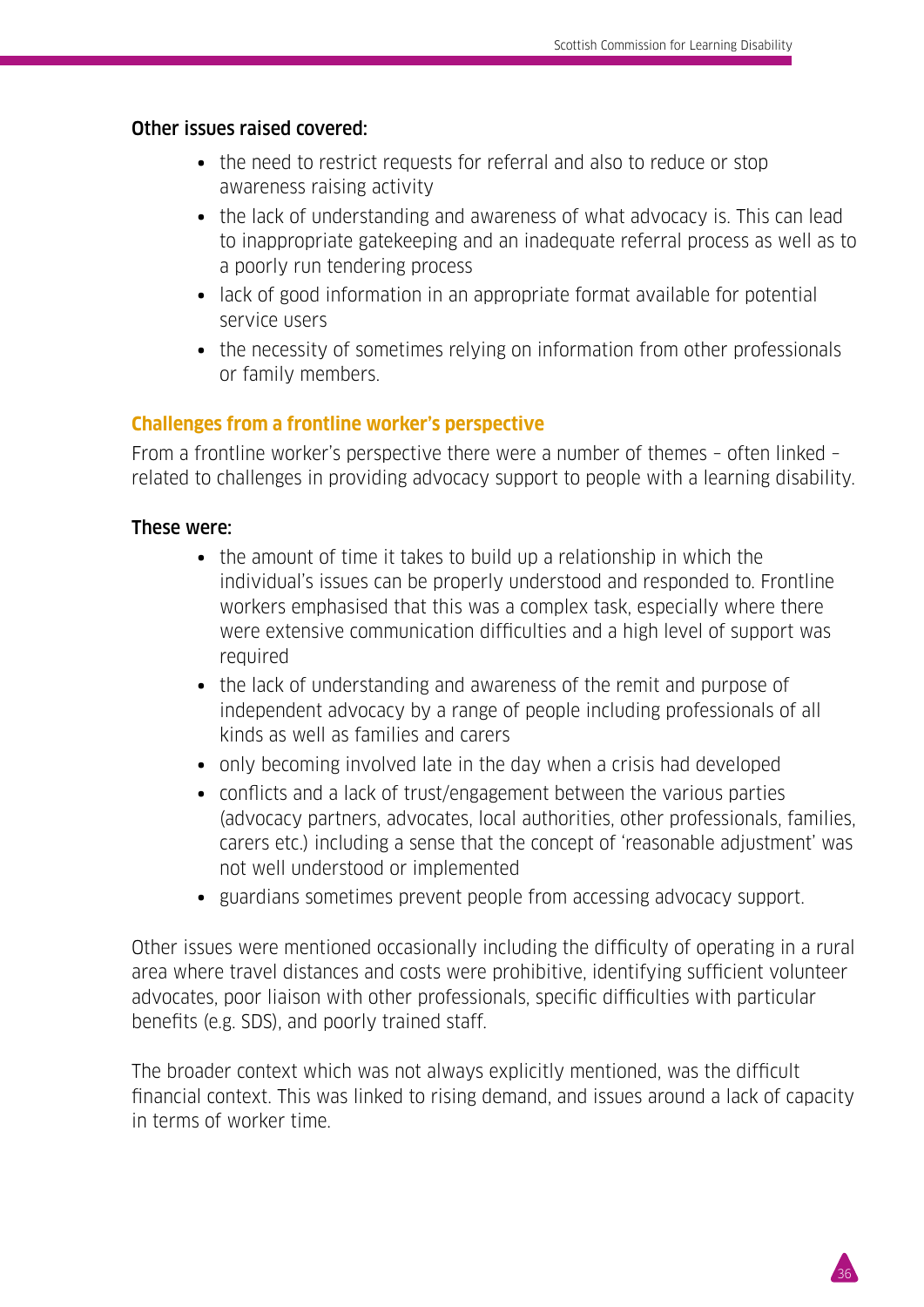**Other issues raised covered:**

- the need to restrict requests for referral and also to reduce or stop awareness raising activity
- the lack of understanding and awareness of what advocacy is. This can lead to inappropriate gatekeeping and an inadequate referral process as well as to a poorly run tendering process
- lack of good information in an appropriate format available for potential service users
- the necessity of sometimes relying on information from other professionals or family members.

### Challenges from a frontline worker's perspective

From a frontline worker's perspective there were a number of themes – often linked – related to challenges in providing advocacy support to people with a learning disability.

**These were:**

- the amount of time it takes to build up a relationship in which the individual's issues can be properly understood and responded to. Frontline workers emphasised that this was a complex task, especially where there were extensive communication difficulties and a high level of support was required
- the lack of understanding and awareness of the remit and purpose of independent advocacy by a range of people including professionals of all kinds as well as families and carers
- only becoming involved late in the day when a crisis had developed
- conflicts and a lack of trust/engagement between the various parties (advocacy partners, advocates, local authorities, other professionals, families, carers etc.) including a sense that the concept of 'reasonable adjustment' was not well understood or implemented
- guardians sometimes prevent people from accessing advocacy support.

Other issues were mentioned occasionally including the difficulty of operating in a rural area where travel distances and costs were prohibitive, identifying sufficient volunteer advocates, poor liaison with other professionals, specific difficulties with particular benefits (e.g. SDS), and poorly trained staff.

The broader context which was not always explicitly mentioned, was the difficult financial context. This was linked to rising demand, and issues around a lack of capacity in terms of worker time.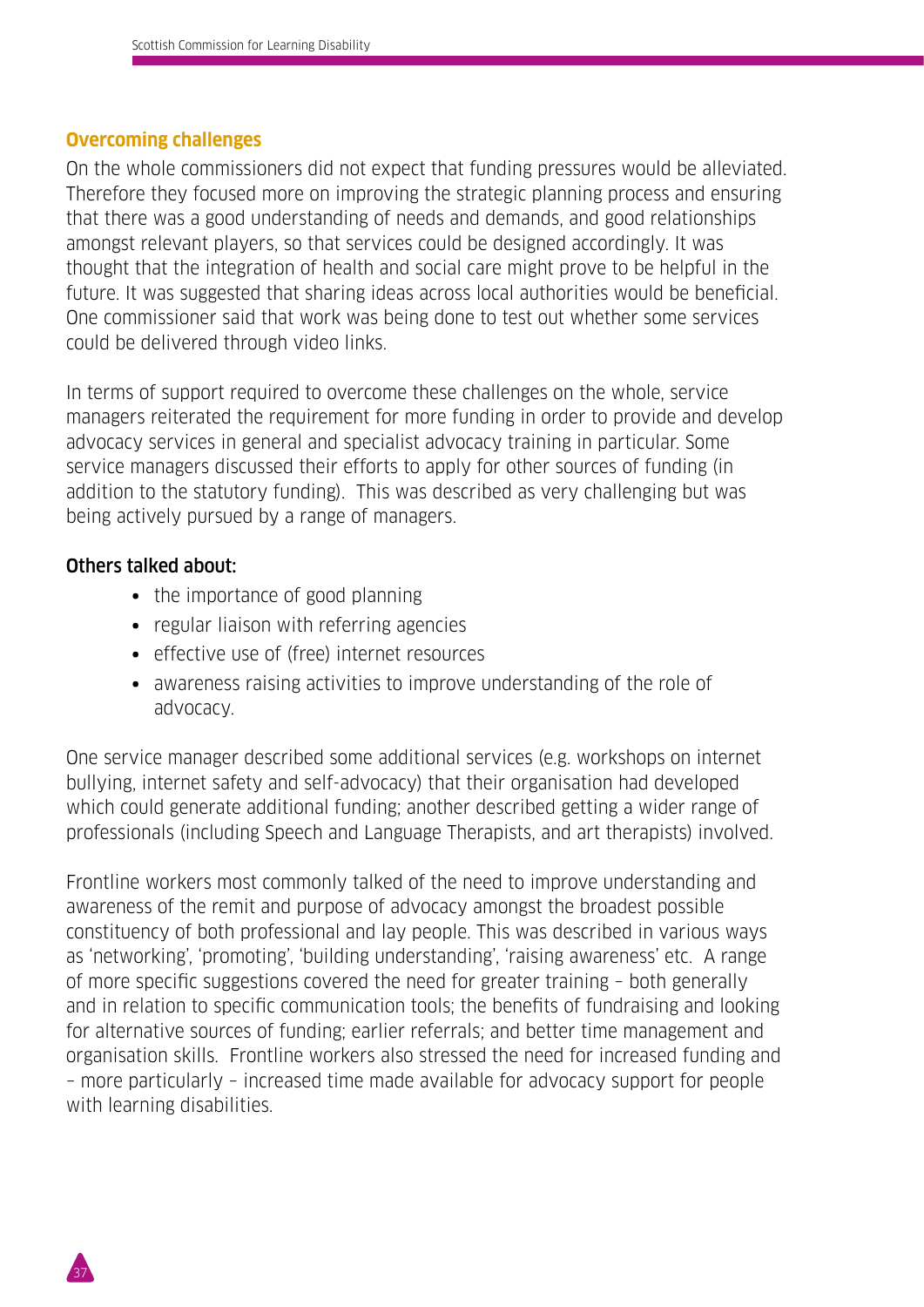### Overcoming challenges

On the whole commissioners did not expect that funding pressures would be alleviated. Therefore they focused more on improving the strategic planning process and ensuring that there was a good understanding of needs and demands, and good relationships amongst relevant players, so that services could be designed accordingly. It was thought that the integration of health and social care might prove to be helpful in the future. It was suggested that sharing ideas across local authorities would be beneficial. One commissioner said that work was being done to test out whether some services could be delivered through video links.

In terms of support required to overcome these challenges on the whole, service managers reiterated the requirement for more funding in order to provide and develop advocacy services in general and specialist advocacy training in particular. Some service managers discussed their efforts to apply for other sources of funding (in addition to the statutory funding). This was described as very challenging but was being actively pursued by a range of managers.

**Others talked about:**

- the importance of good planning
- regular liaison with referring agencies
- effective use of (free) internet resources
- awareness raising activities to improve understanding of the role of advocacy.

One service manager described some additional services (e.g. workshops on internet bullying, internet safety and self-advocacy) that their organisation had developed which could generate additional funding; another described getting a wider range of professionals (including Speech and Language Therapists, and art therapists) involved.

Frontline workers most commonly talked of the need to improve understanding and awareness of the remit and purpose of advocacy amongst the broadest possible constituency of both professional and lay people. This was described in various ways as 'networking', 'promoting', 'building understanding', 'raising awareness' etc. A range of more specific suggestions covered the need for greater training – both generally and in relation to specific communication tools; the benefits of fundraising and looking for alternative sources of funding; earlier referrals; and better time management and organisation skills. Frontline workers also stressed the need for increased funding and – more particularly – increased time made available for advocacy support for people with learning disabilities.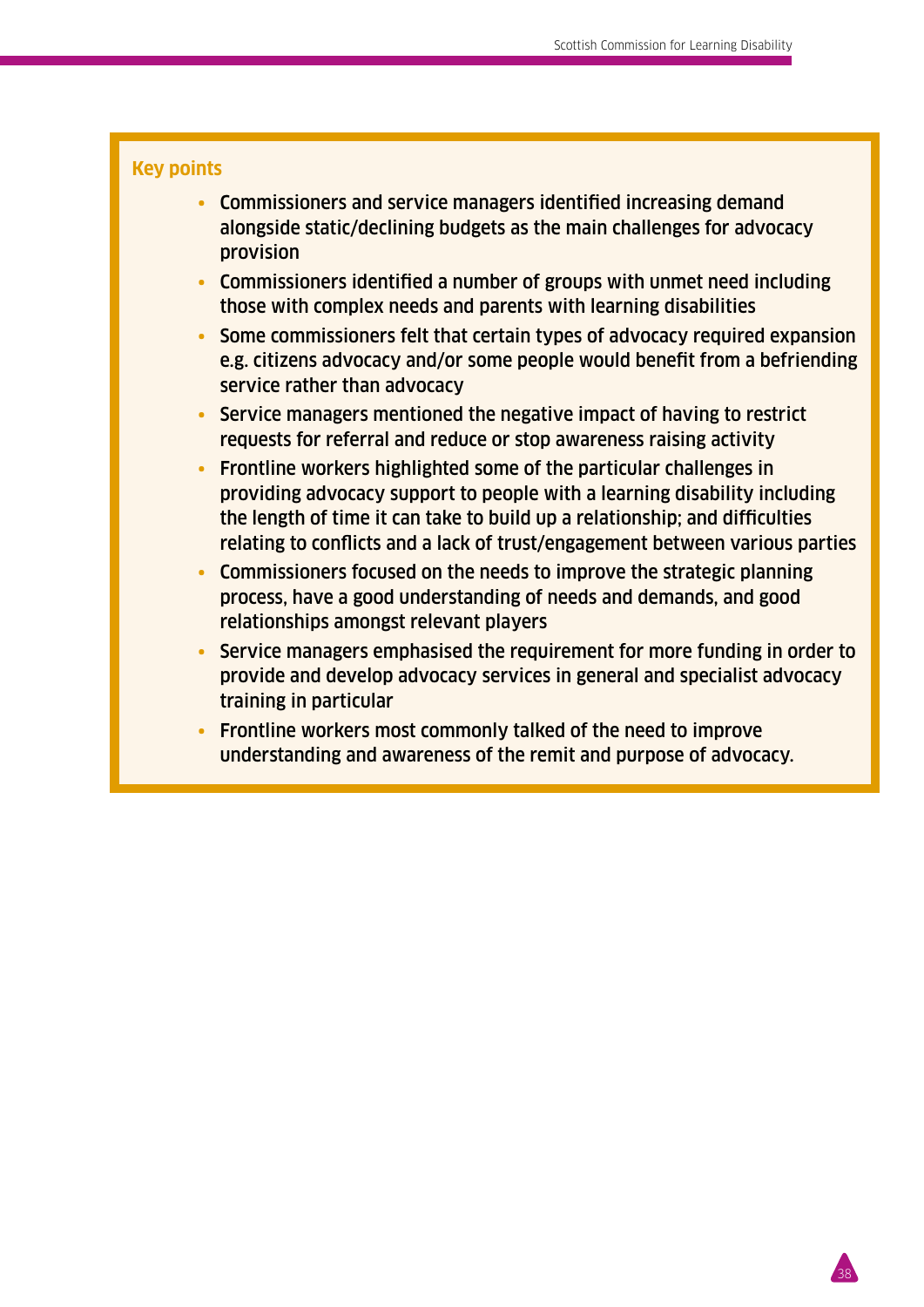### Key points

- Commissioners and service managers identified increasing demand alongside static/declining budgets as the main challenges for advocacy provision
- Commissioners identified a number of groups with unmet need including those with complex needs and parents with learning disabilities
- Some commissioners felt that certain types of advocacy required expansion e.g. citizens advocacy and/or some people would benefit from a befriending service rather than advocacy
- Service managers mentioned the negative impact of having to restrict requests for referral and reduce or stop awareness raising activity
- Frontline workers highlighted some of the particular challenges in providing advocacy support to people with a learning disability including the length of time it can take to build up a relationship; and difficulties relating to conflicts and a lack of trust/engagement between various parties
- Commissioners focused on the needs to improve the strategic planning process, have a good understanding of needs and demands, and good relationships amongst relevant players
- Service managers emphasised the requirement for more funding in order to provide and develop advocacy services in general and specialist advocacy training in particular
- Frontline workers most commonly talked of the need to improve understanding and awareness of the remit and purpose of advocacy.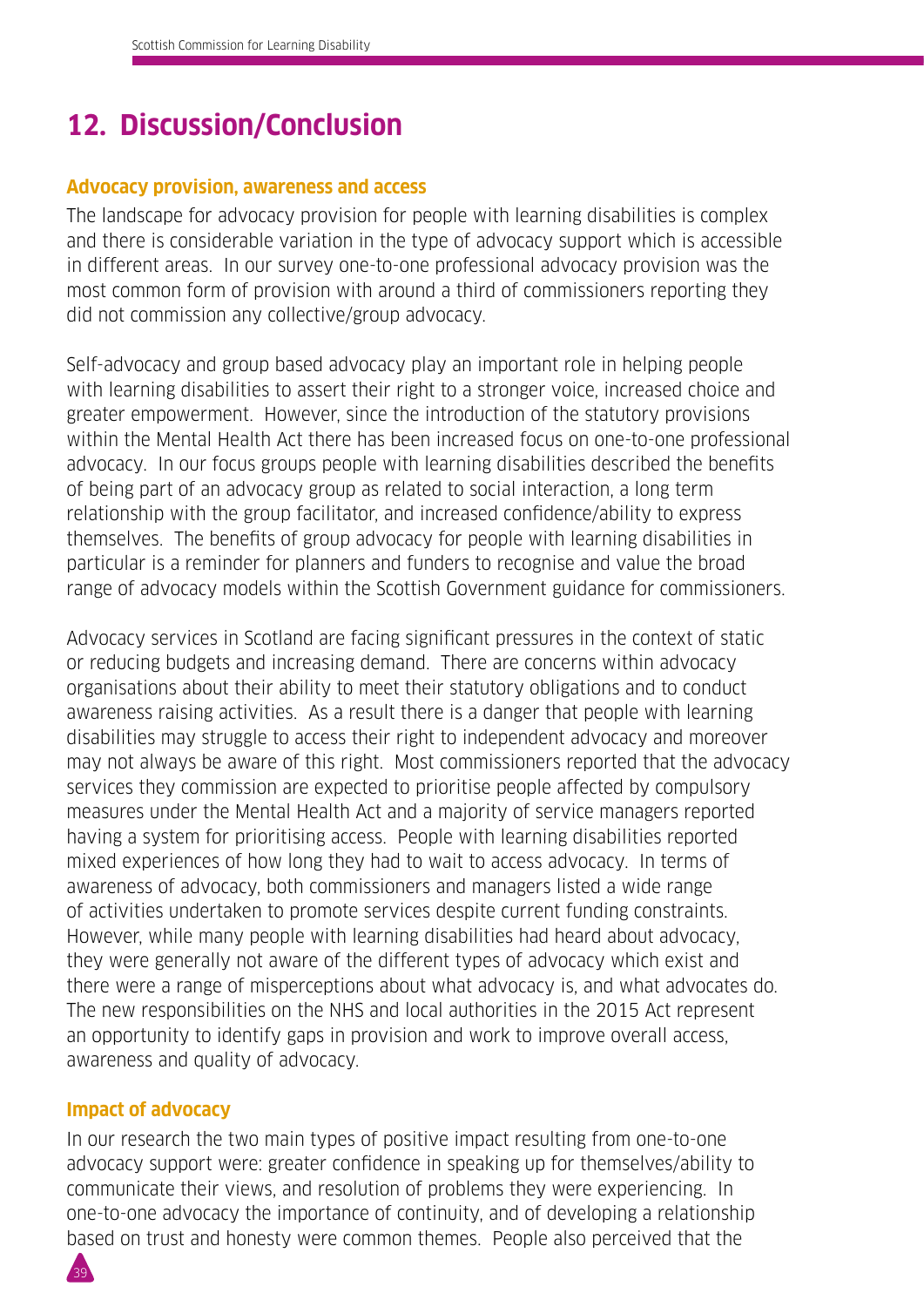## 12. Discussion/Conclusion

### Advocacy provision, awareness and access

The landscape for advocacy provision for people with learning disabilities is complex and there is considerable variation in the type of advocacy support which is accessible in different areas. In our survey one-to-one professional advocacy provision was the most common form of provision with around a third of commissioners reporting they did not commission any collective/group advocacy.

Self-advocacy and group based advocacy play an important role in helping people with learning disabilities to assert their right to a stronger voice, increased choice and greater empowerment. However, since the introduction of the statutory provisions within the Mental Health Act there has been increased focus on one-to-one professional advocacy. In our focus groups people with learning disabilities described the benefits of being part of an advocacy group as related to social interaction, a long term relationship with the group facilitator, and increased confidence/ability to express themselves. The benefits of group advocacy for people with learning disabilities in particular is a reminder for planners and funders to recognise and value the broad range of advocacy models within the Scottish Government guidance for commissioners.

Advocacy services in Scotland are facing significant pressures in the context of static or reducing budgets and increasing demand. There are concerns within advocacy organisations about their ability to meet their statutory obligations and to conduct awareness raising activities. As a result there is a danger that people with learning disabilities may struggle to access their right to independent advocacy and moreover may not always be aware of this right. Most commissioners reported that the advocacy services they commission are expected to prioritise people affected by compulsory measures under the Mental Health Act and a majority of service managers reported having a system for prioritising access. People with learning disabilities reported mixed experiences of how long they had to wait to access advocacy. In terms of awareness of advocacy, both commissioners and managers listed a wide range of activities undertaken to promote services despite current funding constraints. However, while many people with learning disabilities had heard about advocacy, they were generally not aware of the different types of advocacy which exist and there were a range of misperceptions about what advocacy is, and what advocates do. The new responsibilities on the NHS and local authorities in the 2015 Act represent an opportunity to identify gaps in provision and work to improve overall access, awareness and quality of advocacy.

### Impact of advocacy

In our research the two main types of positive impact resulting from one-to-one advocacy support were: greater confidence in speaking up for themselves/ability to communicate their views, and resolution of problems they were experiencing. In one-to-one advocacy the importance of continuity, and of developing a relationship based on trust and honesty were common themes. People also perceived that the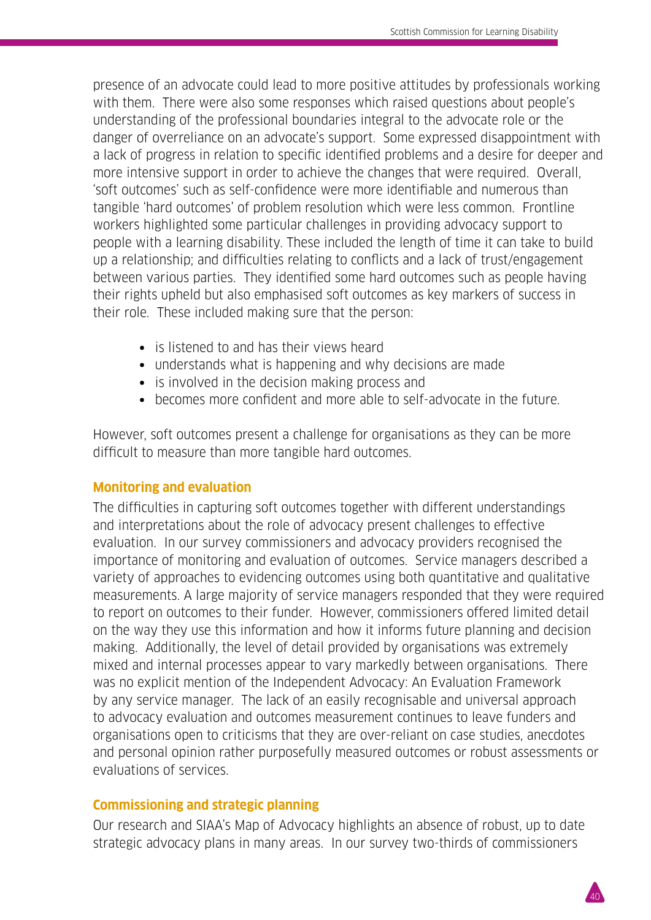presence of an advocate could lead to more positive attitudes by professionals working with them. There were also some responses which raised questions about people's understanding of the professional boundaries integral to the advocate role or the danger of overreliance on an advocate's support. Some expressed disappointment with a lack of progress in relation to specific identified problems and a desire for deeper and more intensive support in order to achieve the changes that were required. Overall, 'soft outcomes' such as self-confidence were more identifiable and numerous than tangible 'hard outcomes' of problem resolution which were less common. Frontline workers highlighted some particular challenges in providing advocacy support to people with a learning disability. These included the length of time it can take to build up a relationship; and difficulties relating to conflicts and a lack of trust/engagement between various parties. They identified some hard outcomes such as people having their rights upheld but also emphasised soft outcomes as key markers of success in their role. These included making sure that the person:

- is listened to and has their views heard
- understands what is happening and why decisions are made
- is involved in the decision making process and
- becomes more confident and more able to self-advocate in the future.

However, soft outcomes present a challenge for organisations as they can be more difficult to measure than more tangible hard outcomes.

### Monitoring and evaluation

The difficulties in capturing soft outcomes together with different understandings and interpretations about the role of advocacy present challenges to effective evaluation. In our survey commissioners and advocacy providers recognised the importance of monitoring and evaluation of outcomes. Service managers described a variety of approaches to evidencing outcomes using both quantitative and qualitative measurements. A large majority of service managers responded that they were required to report on outcomes to their funder. However, commissioners offered limited detail on the way they use this information and how it informs future planning and decision making. Additionally, the level of detail provided by organisations was extremely mixed and internal processes appear to vary markedly between organisations. There was no explicit mention of the Independent Advocacy: An Evaluation Framework by any service manager. The lack of an easily recognisable and universal approach to advocacy evaluation and outcomes measurement continues to leave funders and organisations open to criticisms that they are over-reliant on case studies, anecdotes and personal opinion rather purposefully measured outcomes or robust assessments or evaluations of services.

### Commissioning and strategic planning

Our research and SIAA's Map of Advocacy highlights an absence of robust, up to date strategic advocacy plans in many areas. In our survey two-thirds of commissioners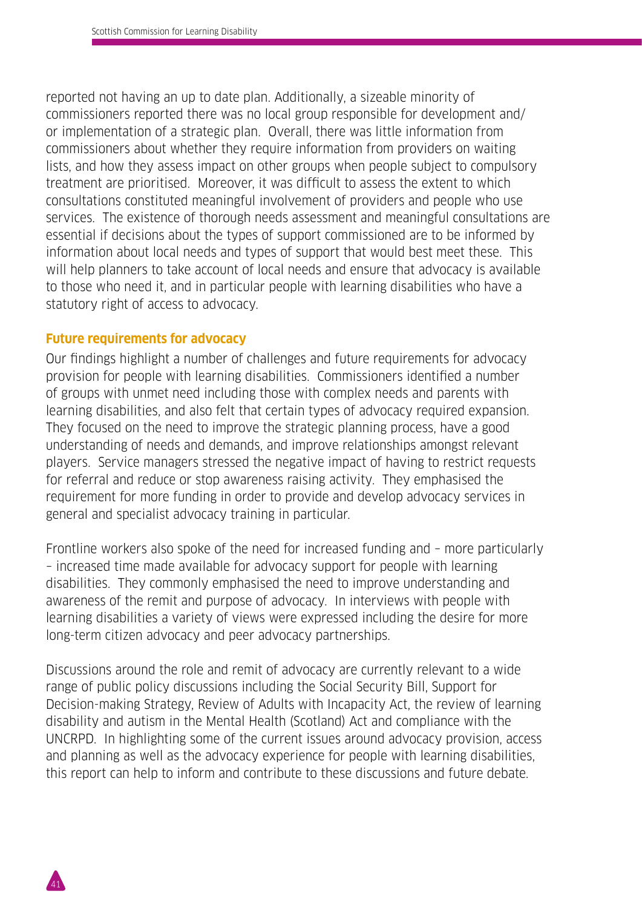reported not having an up to date plan. Additionally, a sizeable minority of commissioners reported there was no local group responsible for development and/ or implementation of a strategic plan. Overall, there was little information from commissioners about whether they require information from providers on waiting lists, and how they assess impact on other groups when people subject to compulsory treatment are prioritised. Moreover, it was difficult to assess the extent to which consultations constituted meaningful involvement of providers and people who use services. The existence of thorough needs assessment and meaningful consultations are essential if decisions about the types of support commissioned are to be informed by information about local needs and types of support that would best meet these. This will help planners to take account of local needs and ensure that advocacy is available to those who need it, and in particular people with learning disabilities who have a statutory right of access to advocacy.

### Future requirements for advocacy

Our findings highlight a number of challenges and future requirements for advocacy provision for people with learning disabilities. Commissioners identified a number of groups with unmet need including those with complex needs and parents with learning disabilities, and also felt that certain types of advocacy required expansion. They focused on the need to improve the strategic planning process, have a good understanding of needs and demands, and improve relationships amongst relevant players. Service managers stressed the negative impact of having to restrict requests for referral and reduce or stop awareness raising activity. They emphasised the requirement for more funding in order to provide and develop advocacy services in general and specialist advocacy training in particular.

Frontline workers also spoke of the need for increased funding and – more particularly – increased time made available for advocacy support for people with learning disabilities. They commonly emphasised the need to improve understanding and awareness of the remit and purpose of advocacy. In interviews with people with learning disabilities a variety of views were expressed including the desire for more long-term citizen advocacy and peer advocacy partnerships.

Discussions around the role and remit of advocacy are currently relevant to a wide range of public policy discussions including the Social Security Bill, Support for Decision-making Strategy, Review of Adults with Incapacity Act, the review of learning disability and autism in the Mental Health (Scotland) Act and compliance with the UNCRPD. In highlighting some of the current issues around advocacy provision, access and planning as well as the advocacy experience for people with learning disabilities, this report can help to inform and contribute to these discussions and future debate.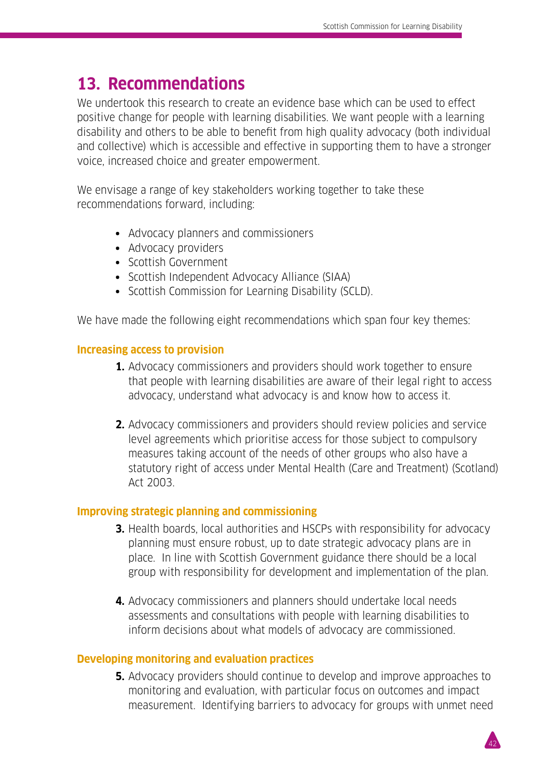## 13. Recommendations

We undertook this research to create an evidence base which can be used to effect positive change for people with learning disabilities. We want people with a learning disability and others to be able to benefit from high quality advocacy (both individual and collective) which is accessible and effective in supporting them to have a stronger voice, increased choice and greater empowerment.

We envisage a range of key stakeholders working together to take these recommendations forward, including:

- Advocacy planners and commissioners
- Advocacy providers
- Scottish Government
- Scottish Independent Advocacy Alliance (SIAA)
- Scottish Commission for Learning Disability (SCLD).

We have made the following eight recommendations which span four key themes:

### Increasing access to provision

1. Advocacy commissioners and providers should work together to ensure that people with learning disabilities are aware of their legal right to access advocacy, understand what advocacy is and know how to access it.

2. Advocacy commissioners and providers should review policies and service level agreements which prioritise access for those subject to compulsory measures taking account of the needs of other groups who also have a statutory right of access under Mental Health (Care and Treatment) (Scotland) Act 2003.

### Improving strategic planning and commissioning

3. Health boards, local authorities and HSCPs with responsibility for advocacy planning must ensure robust, up to date strategic advocacy plans are in place. In line with Scottish Government guidance there should be a local group with responsibility for development and implementation of the plan.

4. Advocacy commissioners and planners should undertake local needs assessments and consultations with people with learning disabilities to inform decisions about what models of advocacy are commissioned.

### Developing monitoring and evaluation practices

5. Advocacy providers should continue to develop and improve approaches to monitoring and evaluation, with particular focus on outcomes and impact measurement. Identifying barriers to advocacy for groups with unmet need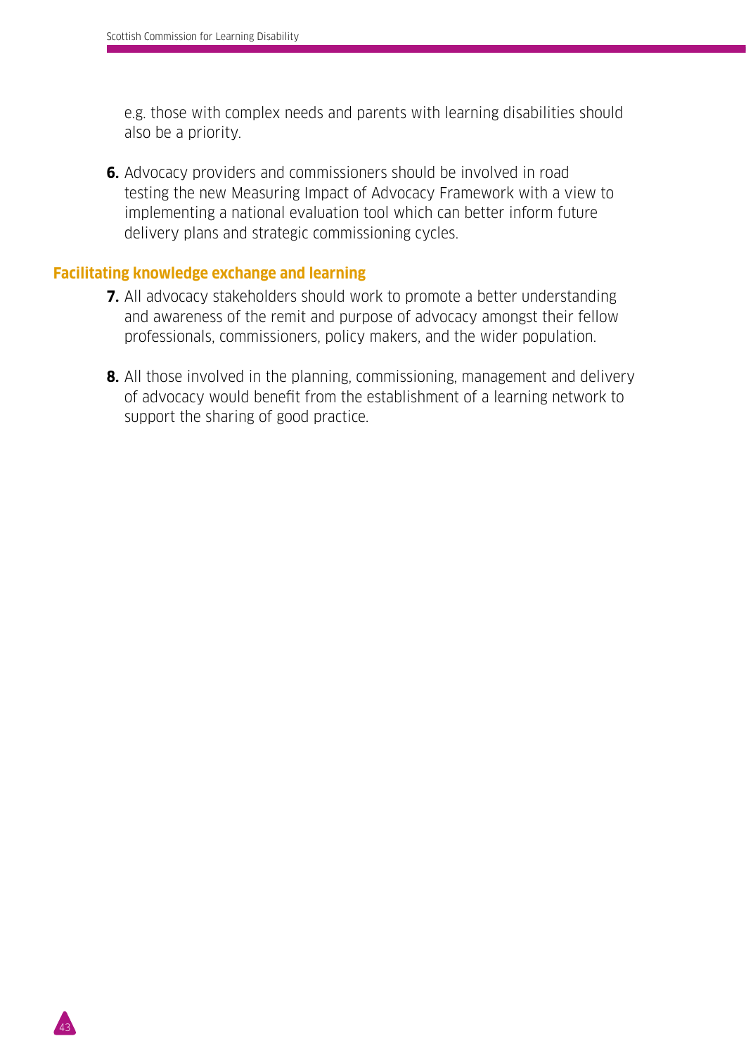e.g. those with complex needs and parents with learning disabilities should also be a priority.

6. Advocacy providers and commissioners should be involved in road testing the new Measuring Impact of Advocacy Framework with a view to implementing a national evaluation tool which can better inform future delivery plans and strategic commissioning cycles.

### Facilitating knowledge exchange and learning

7. All advocacy stakeholders should work to promote a better understanding and awareness of the remit and purpose of advocacy amongst their fellow professionals, commissioners, policy makers, and the wider population.

8. All those involved in the planning, commissioning, management and delivery of advocacy would benefit from the establishment of a learning network to support the sharing of good practice.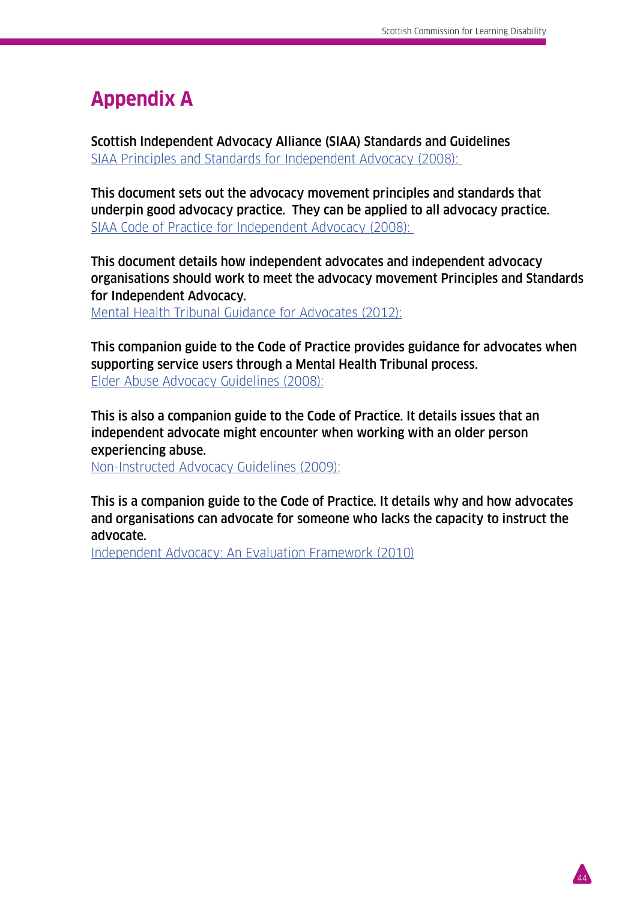# Appendix A

**Scottish Independent Advocacy Alliance (SIAA) Standards and Guidelines**

SIAA Principles and Standards for Independent Advocacy (2008):

**This document sets out the advocacy movement principles and standards that underpin good advocacy practice. They can be applied to all advocacy practice.**

SIAA Code of Practice for Independent Advocacy (2008):

**This document details how independent advocates and independent advocacy organisations should work to meet the advocacy movement Principles and Standards for Independent Advocacy.**

Mental Health Tribunal Guidance for Advocates (2012):

**This companion guide to the Code of Practice provides guidance for advocates when supporting service users through a Mental Health Tribunal process.**

Elder Abuse Advocacy Guidelines (2008):

**This is also a companion guide to the Code of Practice. It details issues that an independent advocate might encounter when working with an older person experiencing abuse.**

Non-Instructed Advocacy Guidelines (2009):

**This is a companion guide to the Code of Practice. It details why and how advocates and organisations can advocate for someone who lacks the capacity to instruct the advocate.**

Independent Advocacy: An Evaluation Framework (2010)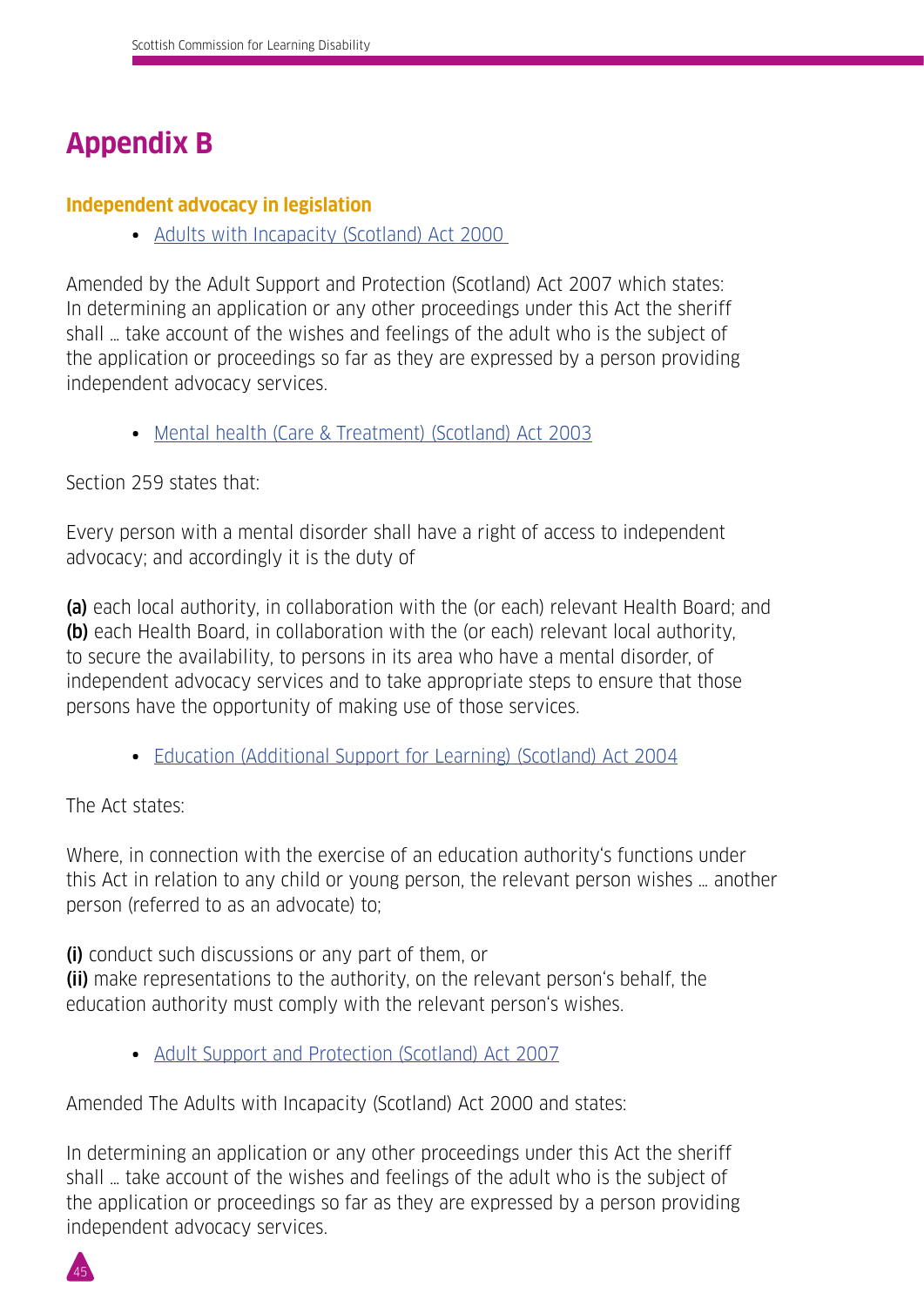# Appendix B

### Independent advocacy in legislation

- Adults with Incapacity (Scotland) Act 2000

Amended by the Adult Support and Protection (Scotland) Act 2007 which states: In determining an application or any other proceedings under this Act the sheriff shall … take account of the wishes and feelings of the adult who is the subject of the application or proceedings so far as they are expressed by a person providing independent advocacy services.

- Mental health (Care & Treatment) (Scotland) Act 2003

Section 259 states that:

Every person with a mental disorder shall have a right of access to independent advocacy; and accordingly it is the duty of

**(a)** each local authority, in collaboration with the (or each) relevant Health Board; and
**(b)** each Health Board, in collaboration with the (or each) relevant local authority, to secure the availability, to persons in its area who have a mental disorder, of independent advocacy services and to take appropriate steps to ensure that those persons have the opportunity of making use of those services.

- Education (Additional Support for Learning) (Scotland) Act 2004

The Act states:

Where, in connection with the exercise of an education authority's functions under this Act in relation to any child or young person, the relevant person wishes … another person (referred to as an advocate) to;

**(i)** conduct such discussions or any part of them, or
**(ii)** make representations to the authority, on the relevant person's behalf, the education authority must comply with the relevant person's wishes.

- Adult Support and Protection (Scotland) Act 2007

Amended The Adults with Incapacity (Scotland) Act 2000 and states:

In determining an application or any other proceedings under this Act the sheriff shall … take account of the wishes and feelings of the adult who is the subject of the application or proceedings so far as they are expressed by a person providing independent advocacy services.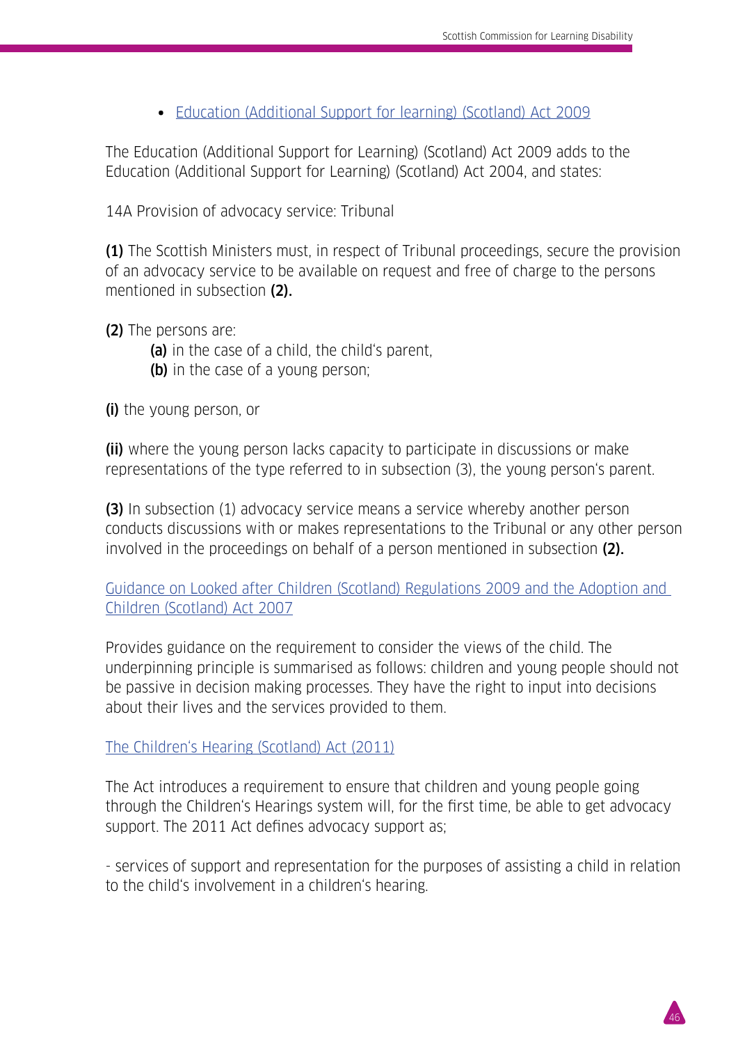- Education (Additional Support for learning) (Scotland) Act 2009

The Education (Additional Support for Learning) (Scotland) Act 2009 adds to the Education (Additional Support for Learning) (Scotland) Act 2004, and states:

14A Provision of advocacy service: Tribunal

**(1)** The Scottish Ministers must, in respect of Tribunal proceedings, secure the provision of an advocacy service to be available on request and free of charge to the persons mentioned in subsection **(2).**

**(2)** The persons are:

**(a)** in the case of a child, the child's parent,
**(b)** in the case of a young person;

**(i)** the young person, or

**(ii)** where the young person lacks capacity to participate in discussions or make representations of the type referred to in subsection (3), the young person's parent.

**(3)** In subsection (1) advocacy service means a service whereby another person conducts discussions with or makes representations to the Tribunal or any other person involved in the proceedings on behalf of a person mentioned in subsection **(2).**

Guidance on Looked after Children (Scotland) Regulations 2009 and the Adoption and Children (Scotland) Act 2007

Provides guidance on the requirement to consider the views of the child. The underpinning principle is summarised as follows: children and young people should not be passive in decision making processes. They have the right to input into decisions about their lives and the services provided to them.

The Children's Hearing (Scotland) Act (2011)

The Act introduces a requirement to ensure that children and young people going through the Children's Hearings system will, for the first time, be able to get advocacy support. The 2011 Act defines advocacy support as;

- services of support and representation for the purposes of assisting a child in relation to the child's involvement in a children's hearing.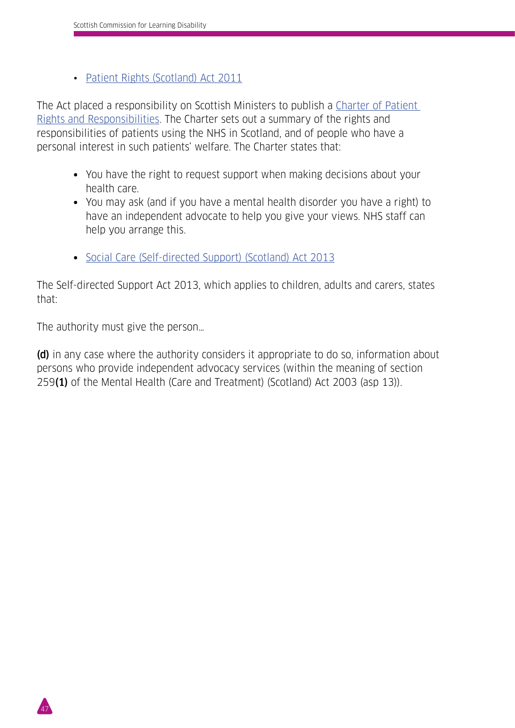- [Patient Rights (Scotland) Act 2011]()

The Act placed a responsibility on Scottish Ministers to publish a [Charter of Patient Rights and Responsibilities](). The Charter sets out a summary of the rights and responsibilities of patients using the NHS in Scotland, and of people who have a personal interest in such patients' welfare. The Charter states that:

- You have the right to request support when making decisions about your health care.
- You may ask (and if you have a mental health disorder you have a right) to have an independent advocate to help you give your views. NHS staff can help you arrange this.

- [Social Care (Self-directed Support) (Scotland) Act 2013]()

The Self-directed Support Act 2013, which applies to children, adults and carers, states that:

The authority must give the person…

**(d)** in any case where the authority considers it appropriate to do so, information about persons who provide independent advocacy services (within the meaning of section 259**(1)** of the Mental Health (Care and Treatment) (Scotland) Act 2003 (asp 13)).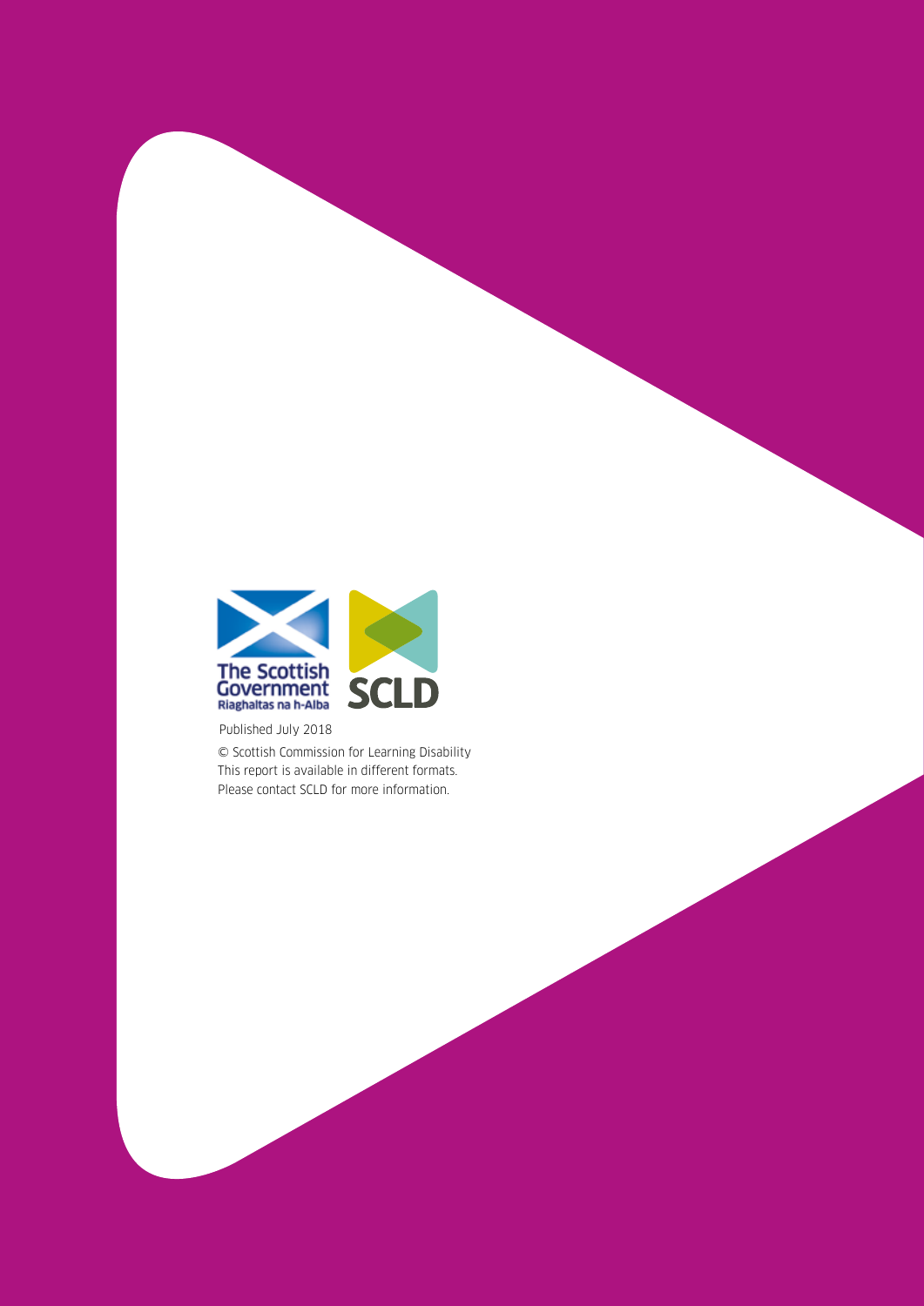The Scottish Government
Riaghaltas na h-Alba

SCLD

Published July 2018

© Scottish Commission for Learning Disability
This report is available in different formats.
Please contact SCLD for more information.